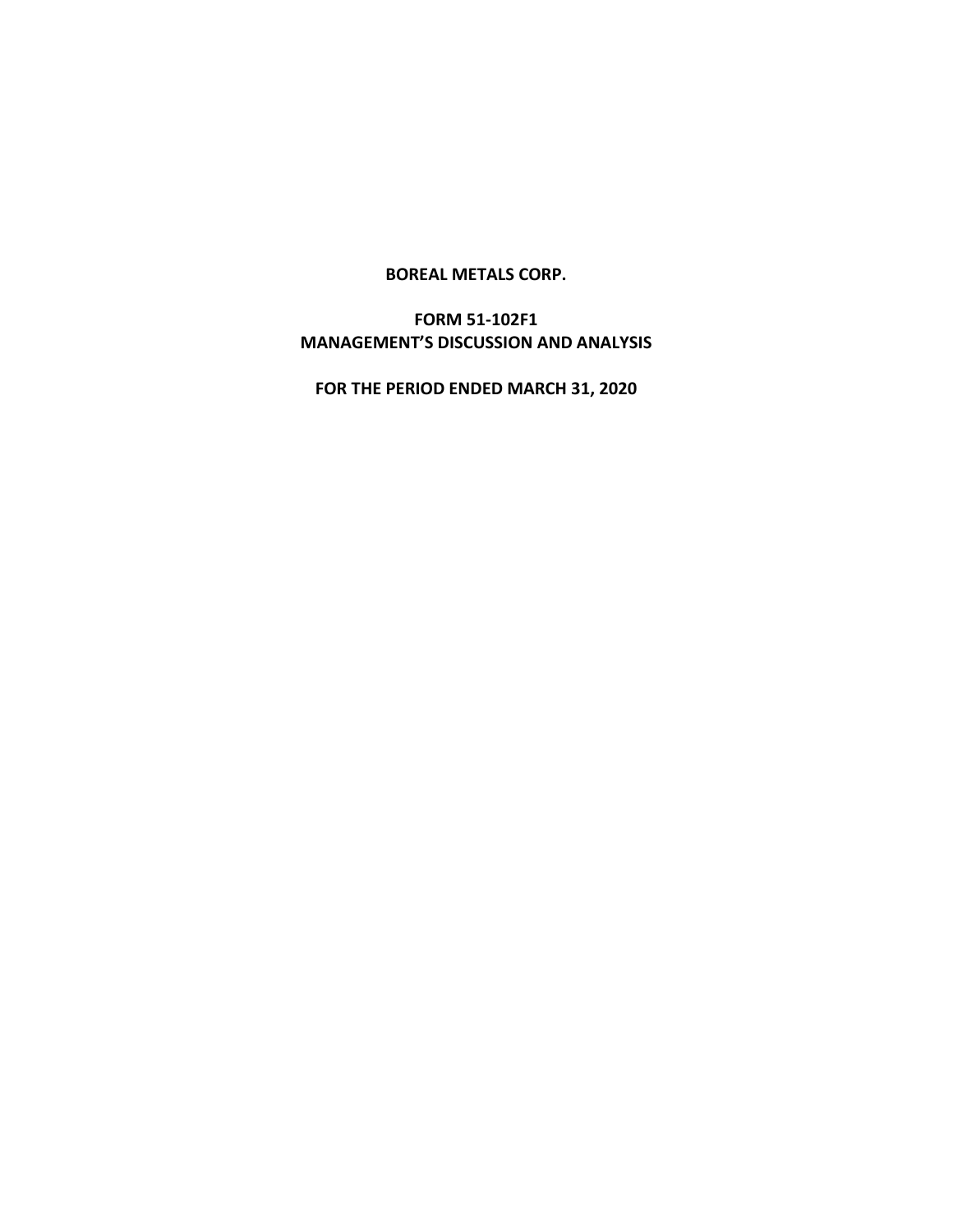**BOREAL METALS CORP.**

**FORM 51-102F1**
**MANAGEMENT'S DISCUSSION AND ANALYSIS**

**FOR THE PERIOD ENDED MARCH 31, 2020**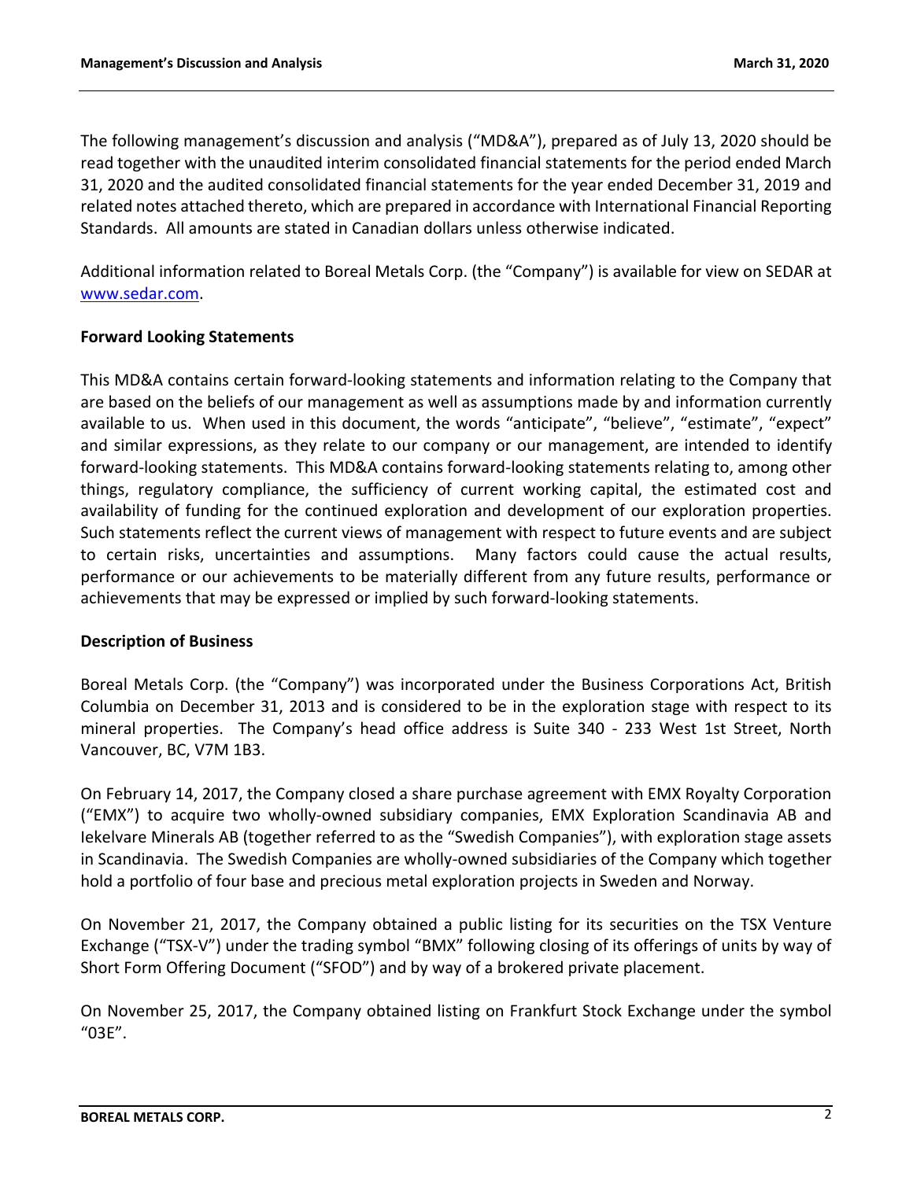The following management's discussion and analysis ("MD&A"), prepared as of July 13, 2020 should be read together with the unaudited interim consolidated financial statements for the period ended March 31, 2020 and the audited consolidated financial statements for the year ended December 31, 2019 and related notes attached thereto, which are prepared in accordance with International Financial Reporting Standards. All amounts are stated in Canadian dollars unless otherwise indicated.

Additional information related to Boreal Metals Corp. (the "Company") is available for view on SEDAR at www.sedar.com.

**Forward Looking Statements**

This MD&A contains certain forward-looking statements and information relating to the Company that are based on the beliefs of our management as well as assumptions made by and information currently available to us. When used in this document, the words "anticipate", "believe", "estimate", "expect" and similar expressions, as they relate to our company or our management, are intended to identify forward-looking statements. This MD&A contains forward-looking statements relating to, among other things, regulatory compliance, the sufficiency of current working capital, the estimated cost and availability of funding for the continued exploration and development of our exploration properties. Such statements reflect the current views of management with respect to future events and are subject to certain risks, uncertainties and assumptions. Many factors could cause the actual results, performance or our achievements to be materially different from any future results, performance or achievements that may be expressed or implied by such forward-looking statements.

**Description of Business**

Boreal Metals Corp. (the "Company") was incorporated under the Business Corporations Act, British Columbia on December 31, 2013 and is considered to be in the exploration stage with respect to its mineral properties. The Company's head office address is Suite 340 - 233 West 1st Street, North Vancouver, BC, V7M 1B3.

On February 14, 2017, the Company closed a share purchase agreement with EMX Royalty Corporation ("EMX") to acquire two wholly-owned subsidiary companies, EMX Exploration Scandinavia AB and Iekelvare Minerals AB (together referred to as the "Swedish Companies"), with exploration stage assets in Scandinavia. The Swedish Companies are wholly-owned subsidiaries of the Company which together hold a portfolio of four base and precious metal exploration projects in Sweden and Norway.

On November 21, 2017, the Company obtained a public listing for its securities on the TSX Venture Exchange ("TSX-V") under the trading symbol "BMX" following closing of its offerings of units by way of Short Form Offering Document ("SFOD") and by way of a brokered private placement.

On November 25, 2017, the Company obtained listing on Frankfurt Stock Exchange under the symbol "03E".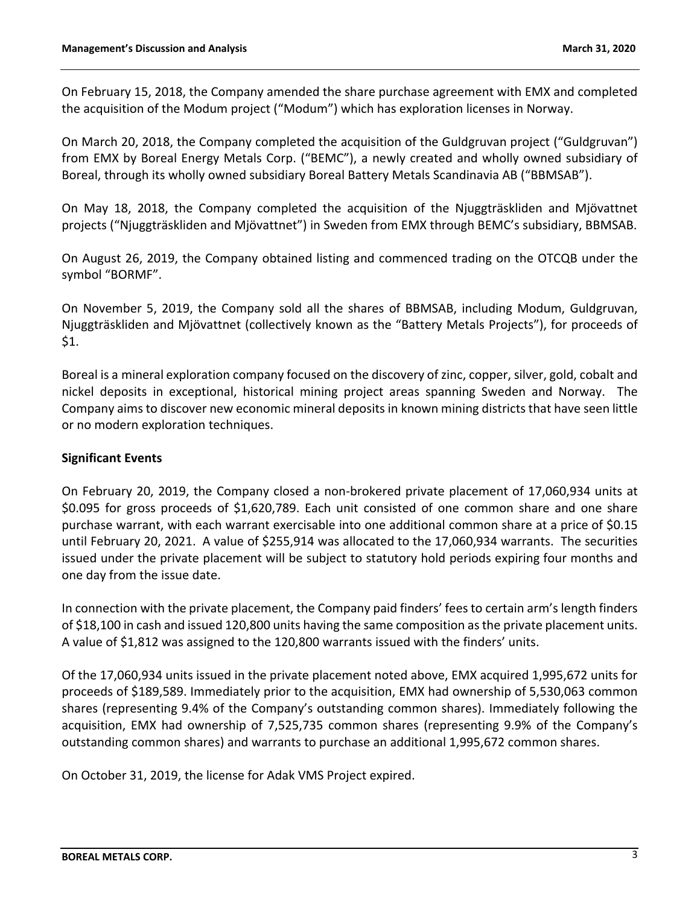On February 15, 2018, the Company amended the share purchase agreement with EMX and completed the acquisition of the Modum project ("Modum") which has exploration licenses in Norway.

On March 20, 2018, the Company completed the acquisition of the Guldgruvan project ("Guldgruvan") from EMX by Boreal Energy Metals Corp. ("BEMC"), a newly created and wholly owned subsidiary of Boreal, through its wholly owned subsidiary Boreal Battery Metals Scandinavia AB ("BBMSAB").

On May 18, 2018, the Company completed the acquisition of the Njuggträskliden and Mjövattnet projects ("Njuggträskliden and Mjövattnet") in Sweden from EMX through BEMC's subsidiary, BBMSAB.

On August 26, 2019, the Company obtained listing and commenced trading on the OTCQB under the symbol "BORMF".

On November 5, 2019, the Company sold all the shares of BBMSAB, including Modum, Guldgruvan, Njuggträskliden and Mjövattnet (collectively known as the "Battery Metals Projects"), for proceeds of $1.

Boreal is a mineral exploration company focused on the discovery of zinc, copper, silver, gold, cobalt and nickel deposits in exceptional, historical mining project areas spanning Sweden and Norway. The Company aims to discover new economic mineral deposits in known mining districts that have seen little or no modern exploration techniques.

## Significant Events

On February 20, 2019, the Company closed a non-brokered private placement of 17,060,934 units at $0.095 for gross proceeds of $1,620,789. Each unit consisted of one common share and one share purchase warrant, with each warrant exercisable into one additional common share at a price of $0.15 until February 20, 2021. A value of $255,914 was allocated to the 17,060,934 warrants. The securities issued under the private placement will be subject to statutory hold periods expiring four months and one day from the issue date.

In connection with the private placement, the Company paid finders' fees to certain arm's length finders of $18,100 in cash and issued 120,800 units having the same composition as the private placement units. A value of $1,812 was assigned to the 120,800 warrants issued with the finders' units.

Of the 17,060,934 units issued in the private placement noted above, EMX acquired 1,995,672 units for proceeds of $189,589. Immediately prior to the acquisition, EMX had ownership of 5,530,063 common shares (representing 9.4% of the Company's outstanding common shares). Immediately following the acquisition, EMX had ownership of 7,525,735 common shares (representing 9.9% of the Company's outstanding common shares) and warrants to purchase an additional 1,995,672 common shares.

On October 31, 2019, the license for Adak VMS Project expired.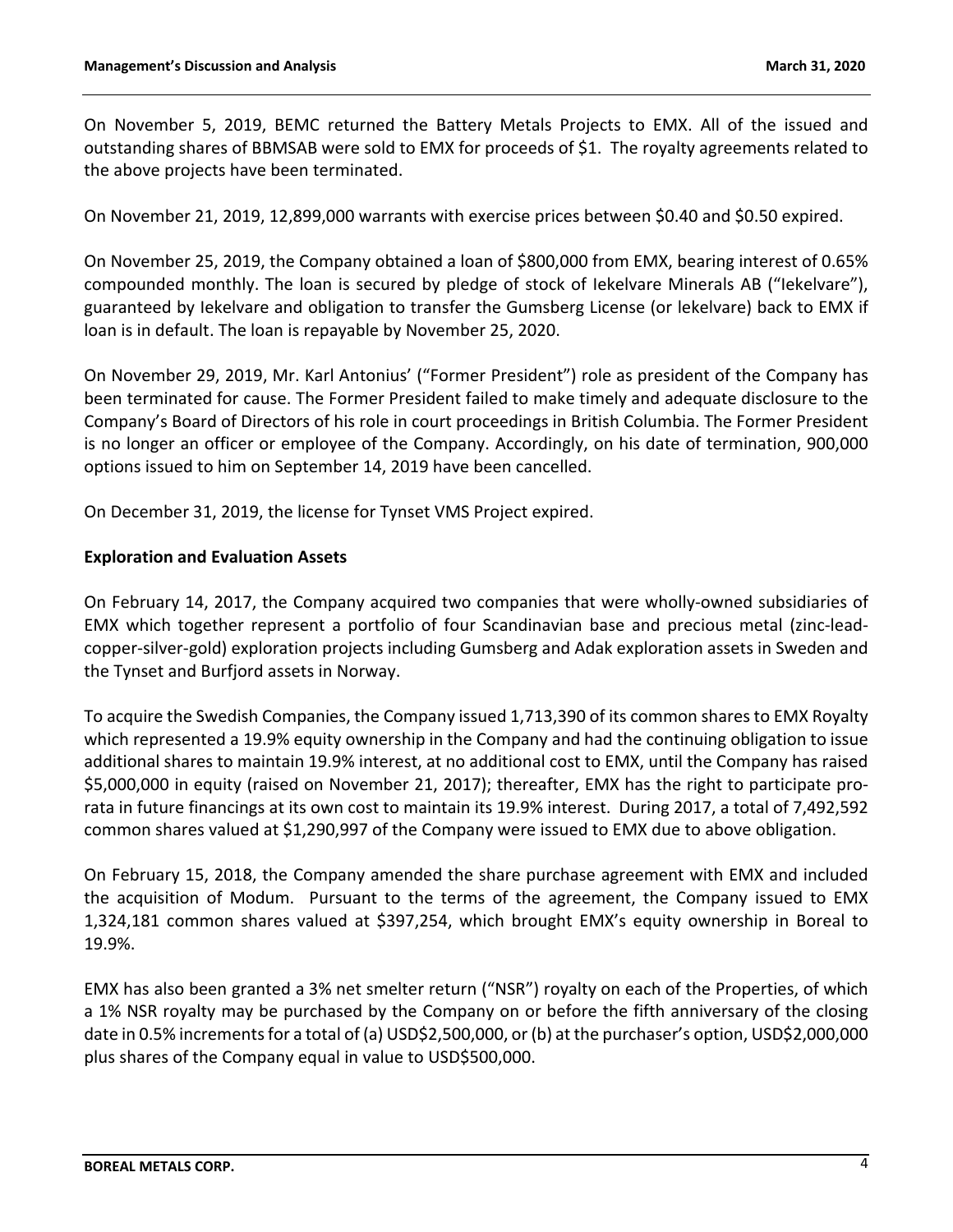On November 5, 2019, BEMC returned the Battery Metals Projects to EMX. All of the issued and outstanding shares of BBMSAB were sold to EMX for proceeds of $1. The royalty agreements related to the above projects have been terminated.

On November 21, 2019, 12,899,000 warrants with exercise prices between $0.40 and $0.50 expired.

On November 25, 2019, the Company obtained a loan of $800,000 from EMX, bearing interest of 0.65% compounded monthly. The loan is secured by pledge of stock of Iekelvare Minerals AB ("Iekelvare"), guaranteed by Iekelvare and obligation to transfer the Gumsberg License (or Iekelvare) back to EMX if loan is in default. The loan is repayable by November 25, 2020.

On November 29, 2019, Mr. Karl Antonius' ("Former President") role as president of the Company has been terminated for cause. The Former President failed to make timely and adequate disclosure to the Company's Board of Directors of his role in court proceedings in British Columbia. The Former President is no longer an officer or employee of the Company. Accordingly, on his date of termination, 900,000 options issued to him on September 14, 2019 have been cancelled.

On December 31, 2019, the license for Tynset VMS Project expired.

## Exploration and Evaluation Assets

On February 14, 2017, the Company acquired two companies that were wholly-owned subsidiaries of EMX which together represent a portfolio of four Scandinavian base and precious metal (zinc-lead-copper-silver-gold) exploration projects including Gumsberg and Adak exploration assets in Sweden and the Tynset and Burfjord assets in Norway.

To acquire the Swedish Companies, the Company issued 1,713,390 of its common shares to EMX Royalty which represented a 19.9% equity ownership in the Company and had the continuing obligation to issue additional shares to maintain 19.9% interest, at no additional cost to EMX, until the Company has raised $5,000,000 in equity (raised on November 21, 2017); thereafter, EMX has the right to participate pro-rata in future financings at its own cost to maintain its 19.9% interest. During 2017, a total of 7,492,592 common shares valued at $1,290,997 of the Company were issued to EMX due to above obligation.

On February 15, 2018, the Company amended the share purchase agreement with EMX and included the acquisition of Modum. Pursuant to the terms of the agreement, the Company issued to EMX 1,324,181 common shares valued at $397,254, which brought EMX's equity ownership in Boreal to 19.9%.

EMX has also been granted a 3% net smelter return ("NSR") royalty on each of the Properties, of which a 1% NSR royalty may be purchased by the Company on or before the fifth anniversary of the closing date in 0.5% increments for a total of (a) USD$2,500,000, or (b) at the purchaser's option, USD$2,000,000 plus shares of the Company equal in value to USD$500,000.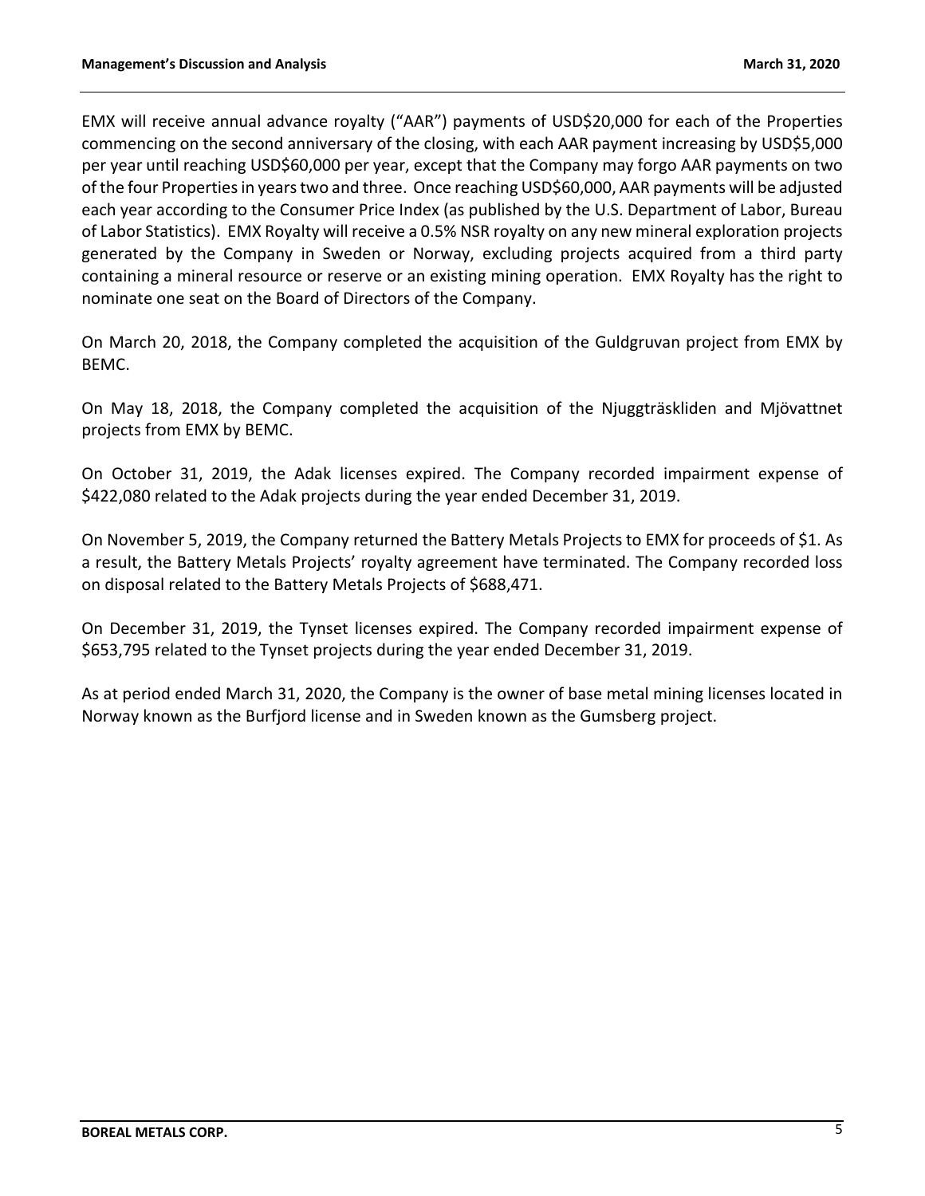EMX will receive annual advance royalty ("AAR") payments of USD$20,000 for each of the Properties commencing on the second anniversary of the closing, with each AAR payment increasing by USD$5,000 per year until reaching USD$60,000 per year, except that the Company may forgo AAR payments on two of the four Properties in years two and three. Once reaching USD$60,000, AAR payments will be adjusted each year according to the Consumer Price Index (as published by the U.S. Department of Labor, Bureau of Labor Statistics). EMX Royalty will receive a 0.5% NSR royalty on any new mineral exploration projects generated by the Company in Sweden or Norway, excluding projects acquired from a third party containing a mineral resource or reserve or an existing mining operation. EMX Royalty has the right to nominate one seat on the Board of Directors of the Company.

On March 20, 2018, the Company completed the acquisition of the Guldgruvan project from EMX by BEMC.

On May 18, 2018, the Company completed the acquisition of the Njuggträskliden and Mjövattnet projects from EMX by BEMC.

On October 31, 2019, the Adak licenses expired. The Company recorded impairment expense of $422,080 related to the Adak projects during the year ended December 31, 2019.

On November 5, 2019, the Company returned the Battery Metals Projects to EMX for proceeds of $1. As a result, the Battery Metals Projects' royalty agreement have terminated. The Company recorded loss on disposal related to the Battery Metals Projects of $688,471.

On December 31, 2019, the Tynset licenses expired. The Company recorded impairment expense of $653,795 related to the Tynset projects during the year ended December 31, 2019.

As at period ended March 31, 2020, the Company is the owner of base metal mining licenses located in Norway known as the Burfjord license and in Sweden known as the Gumsberg project.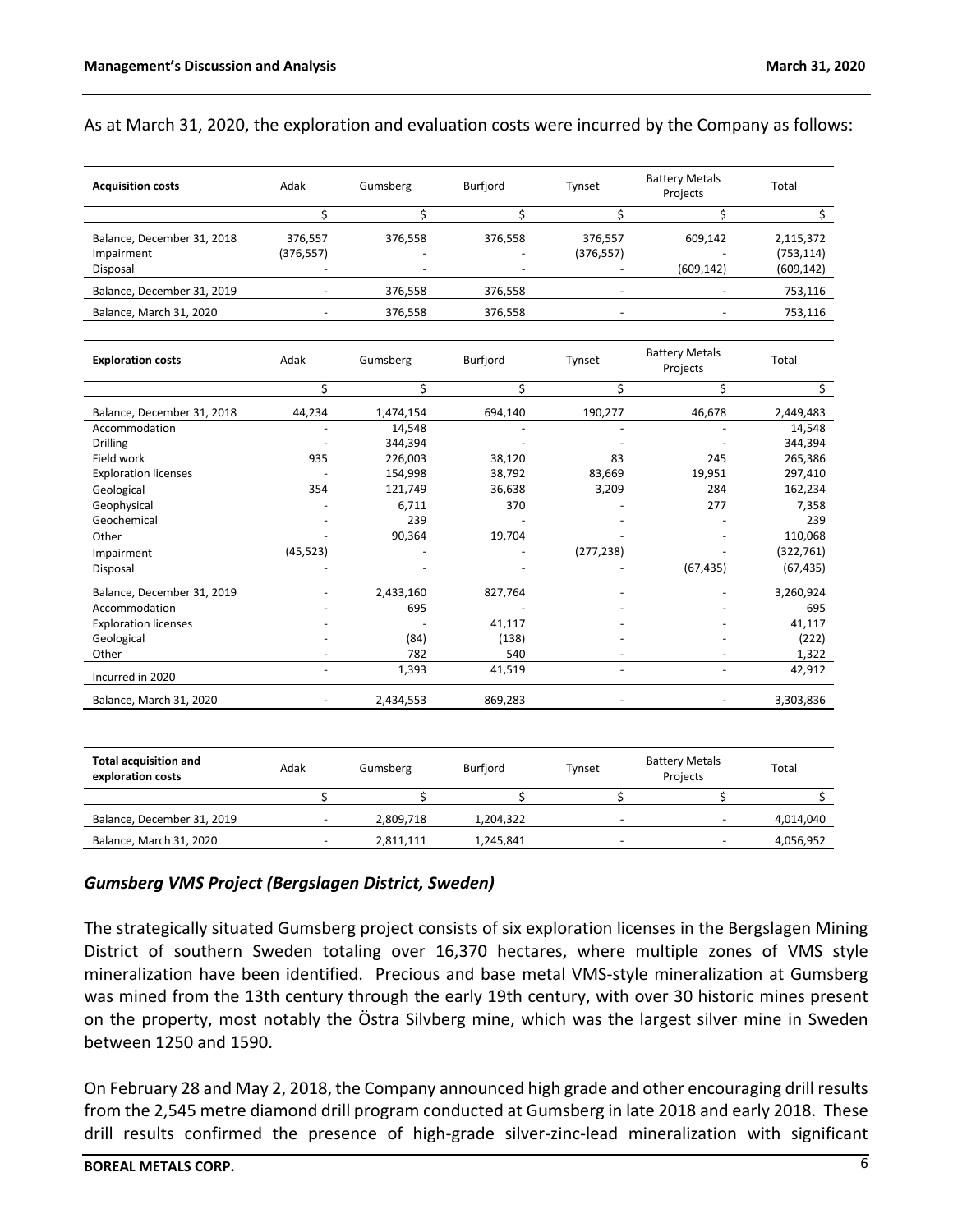As at March 31, 2020, the exploration and evaluation costs were incurred by the Company as follows:

| Acquisition costs | Adak | Gumsberg | Burfjord | Tynset | Battery Metals Projects | Total |
|---|---|---|---|---|---|---|
| | $ | $ | $ | $ | $ | $ |
| Balance, December 31, 2018 | 376,557 | 376,558 | 376,558 | 376,557 | 609,142 | 2,115,372 |
| Impairment | (376,557) | - | - | (376,557) | - | (753,114) |
| Disposal | - | - | - | - | (609,142) | (609,142) |
| Balance, December 31, 2019 | - | 376,558 | 376,558 | - | - | 753,116 |
| Balance, March 31, 2020 | - | 376,558 | 376,558 | - | - | 753,116 |

| Exploration costs | Adak | Gumsberg | Burfjord | Tynset | Battery Metals Projects | Total |
|---|---|---|---|---|---|---|
| | $ | $ | $ | $ | $ | $ |
| Balance, December 31, 2018 | 44,234 | 1,474,154 | 694,140 | 190,277 | 46,678 | 2,449,483 |
| Accommodation | - | 14,548 | - | - | - | 14,548 |
| Drilling | - | 344,394 | - | - | - | 344,394 |
| Field work | 935 | 226,003 | 38,120 | 83 | 245 | 265,386 |
| Exploration licenses | - | 154,998 | 38,792 | 83,669 | 19,951 | 297,410 |
| Geological | 354 | 121,749 | 36,638 | 3,209 | 284 | 162,234 |
| Geophysical | - | 6,711 | 370 | - | 277 | 7,358 |
| Geochemical | - | 239 | - | - | - | 239 |
| Other | - | 90,364 | 19,704 | - | - | 110,068 |
| Impairment | (45,523) | - | - | (277,238) | - | (322,761) |
| Disposal | - | - | - | - | (67,435) | (67,435) |
| Balance, December 31, 2019 | - | 2,433,160 | 827,764 | - | - | 3,260,924 |
| Accommodation | - | 695 | - | - | - | 695 |
| Exploration licenses | - | - | 41,117 | - | - | 41,117 |
| Geological | - | (84) | (138) | - | - | (222) |
| Other | - | 782 | 540 | - | - | 1,322 |
| Incurred in 2020 | - | 1,393 | 41,519 | - | - | 42,912 |
| Balance, March 31, 2020 | - | 2,434,553 | 869,283 | - | - | 3,303,836 |

| Total acquisition and exploration costs | Adak | Gumsberg | Burfjord | Tynset | Battery Metals Projects | Total |
|---|---|---|---|---|---|---|
| | $ | $ | $ | $ | $ | $ |
| Balance, December 31, 2019 | - | 2,809,718 | 1,204,322 | - | - | 4,014,040 |
| Balance, March 31, 2020 | - | 2,811,111 | 1,245,841 | - | - | 4,056,952 |

### *Gumsberg VMS Project (Bergslagen District, Sweden)*

The strategically situated Gumsberg project consists of six exploration licenses in the Bergslagen Mining District of southern Sweden totaling over 16,370 hectares, where multiple zones of VMS style mineralization have been identified. Precious and base metal VMS-style mineralization at Gumsberg was mined from the 13th century through the early 19th century, with over 30 historic mines present on the property, most notably the Östra Silvberg mine, which was the largest silver mine in Sweden between 1250 and 1590.

On February 28 and May 2, 2018, the Company announced high grade and other encouraging drill results from the 2,545 metre diamond drill program conducted at Gumsberg in late 2018 and early 2018. These drill results confirmed the presence of high-grade silver-zinc-lead mineralization with significant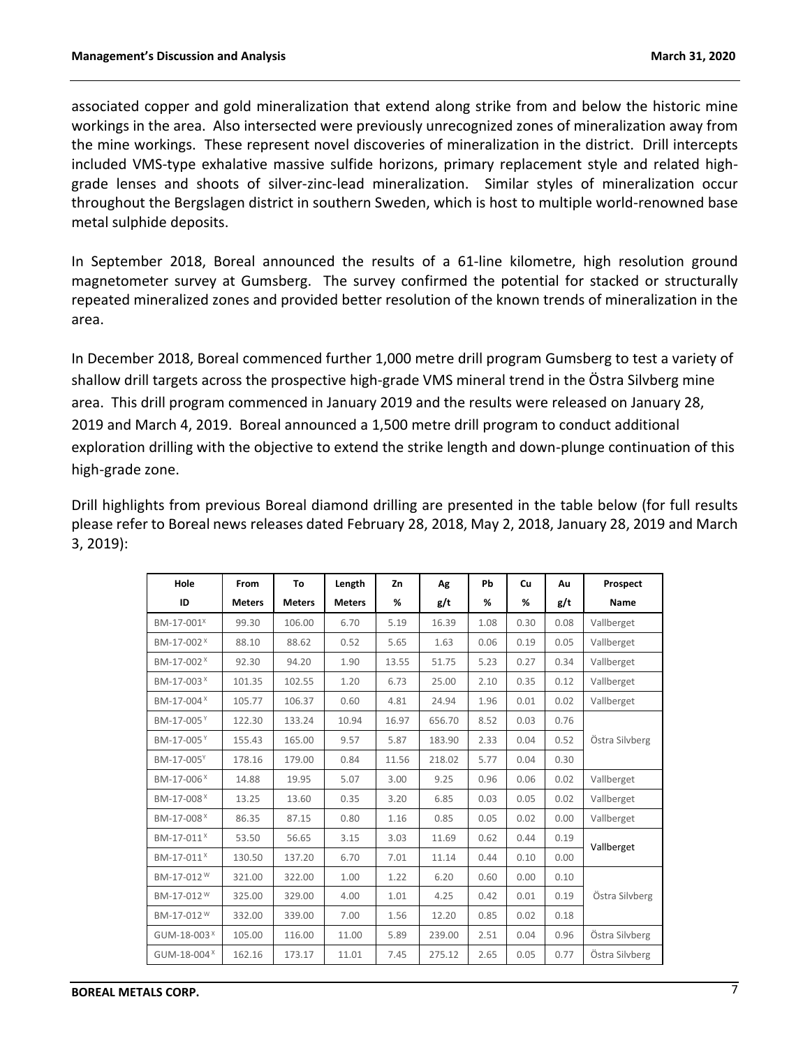associated copper and gold mineralization that extend along strike from and below the historic mine workings in the area. Also intersected were previously unrecognized zones of mineralization away from the mine workings. These represent novel discoveries of mineralization in the district. Drill intercepts included VMS-type exhalative massive sulfide horizons, primary replacement style and related high-grade lenses and shoots of silver-zinc-lead mineralization. Similar styles of mineralization occur throughout the Bergslagen district in southern Sweden, which is host to multiple world-renowned base metal sulphide deposits.

In September 2018, Boreal announced the results of a 61-line kilometre, high resolution ground magnetometer survey at Gumsberg. The survey confirmed the potential for stacked or structurally repeated mineralized zones and provided better resolution of the known trends of mineralization in the area.

In December 2018, Boreal commenced further 1,000 metre drill program Gumsberg to test a variety of shallow drill targets across the prospective high-grade VMS mineral trend in the Östra Silvberg mine area. This drill program commenced in January 2019 and the results were released on January 28, 2019 and March 4, 2019. Boreal announced a 1,500 metre drill program to conduct additional exploration drilling with the objective to extend the strike length and down-plunge continuation of this high-grade zone.

Drill highlights from previous Boreal diamond drilling are presented in the table below (for full results please refer to Boreal news releases dated February 28, 2018, May 2, 2018, January 28, 2019 and March 3, 2019):

| Hole ID | From Meters | To Meters | Length Meters | Zn % | Ag g/t | Pb % | Cu % | Au g/t | Prospect Name |
|---|---|---|---|---|---|---|---|---|---|
| BM-17-001[X] | 99.30 | 106.00 | 6.70 | 5.19 | 16.39 | 1.08 | 0.30 | 0.08 | Vallberget |
| BM-17-002[X] | 88.10 | 88.62 | 0.52 | 5.65 | 1.63 | 0.06 | 0.19 | 0.05 | Vallberget |
| BM-17-002[X] | 92.30 | 94.20 | 1.90 | 13.55 | 51.75 | 5.23 | 0.27 | 0.34 | Vallberget |
| BM-17-003[X] | 101.35 | 102.55 | 1.20 | 6.73 | 25.00 | 2.10 | 0.35 | 0.12 | Vallberget |
| BM-17-004[X] | 105.77 | 106.37 | 0.60 | 4.81 | 24.94 | 1.96 | 0.01 | 0.02 | Vallberget |
| BM-17-005[Y] | 122.30 | 133.24 | 10.94 | 16.97 | 656.70 | 8.52 | 0.03 | 0.76 | Östra Silvberg |
| BM-17-005[Y] | 155.43 | 165.00 | 9.57 | 5.87 | 183.90 | 2.33 | 0.04 | 0.52 | |
| BM-17-005[Y] | 178.16 | 179.00 | 0.84 | 11.56 | 218.02 | 5.77 | 0.04 | 0.30 | |
| BM-17-006[X] | 14.88 | 19.95 | 5.07 | 3.00 | 9.25 | 0.96 | 0.06 | 0.02 | Vallberget |
| BM-17-008[X] | 13.25 | 13.60 | 0.35 | 3.20 | 6.85 | 0.03 | 0.05 | 0.02 | Vallberget |
| BM-17-008[X] | 86.35 | 87.15 | 0.80 | 1.16 | 0.85 | 0.05 | 0.02 | 0.00 | Vallberget |
| BM-17-011[X] | 53.50 | 56.65 | 3.15 | 3.03 | 11.69 | 0.62 | 0.44 | 0.19 | Vallberget |
| BM-17-011[X] | 130.50 | 137.20 | 6.70 | 7.01 | 11.14 | 0.44 | 0.10 | 0.00 | |
| BM-17-012[W] | 321.00 | 322.00 | 1.00 | 1.22 | 6.20 | 0.60 | 0.00 | 0.10 | Östra Silvberg |
| BM-17-012[W] | 325.00 | 329.00 | 4.00 | 1.01 | 4.25 | 0.42 | 0.01 | 0.19 | |
| BM-17-012[W] | 332.00 | 339.00 | 7.00 | 1.56 | 12.20 | 0.85 | 0.02 | 0.18 | |
| GUM-18-003[X] | 105.00 | 116.00 | 11.00 | 5.89 | 239.00 | 2.51 | 0.04 | 0.96 | Östra Silvberg |
| GUM-18-004[X] | 162.16 | 173.17 | 11.01 | 7.45 | 275.12 | 2.65 | 0.05 | 0.77 | Östra Silvberg |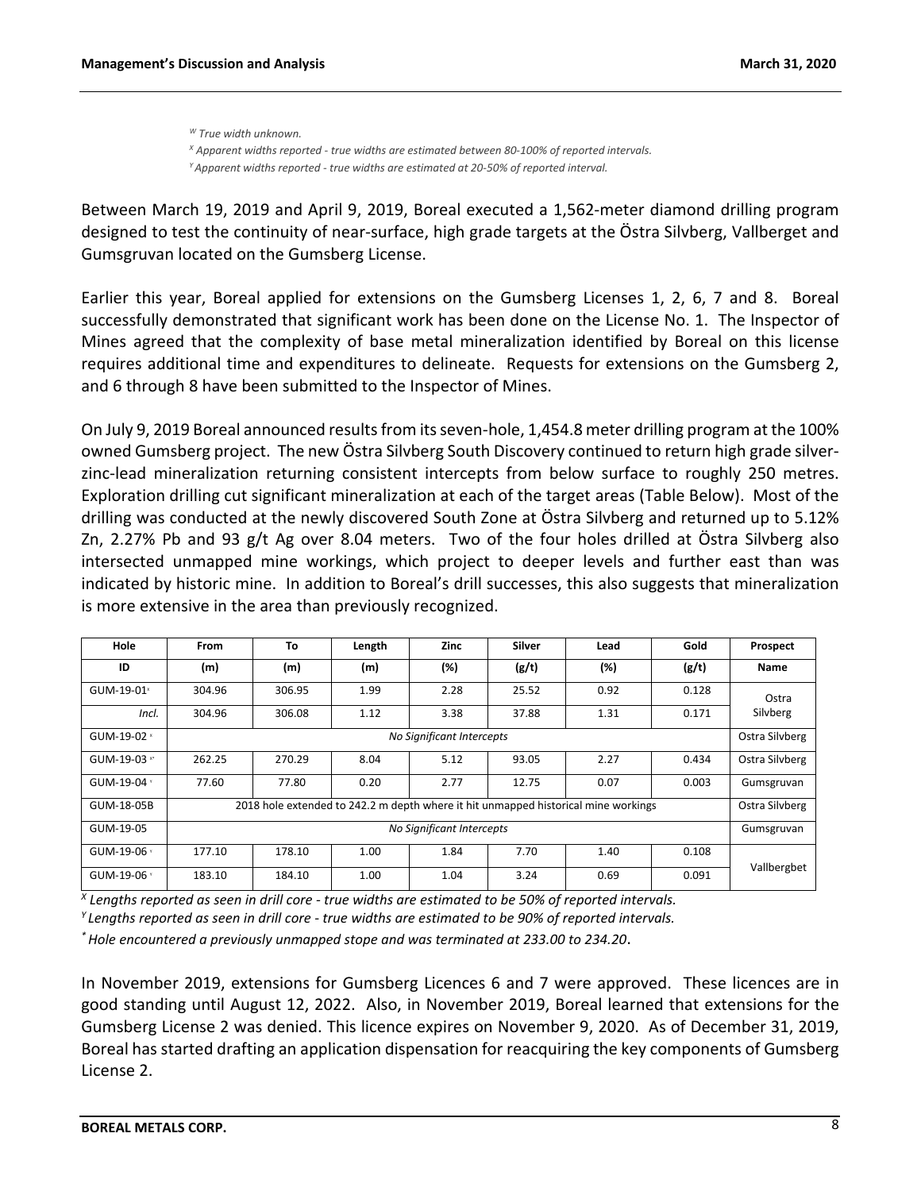[W] *True width unknown.*

[X] *Apparent widths reported - true widths are estimated between 80-100% of reported intervals.*

[Y] *Apparent widths reported - true widths are estimated at 20-50% of reported interval.*

Between March 19, 2019 and April 9, 2019, Boreal executed a 1,562-meter diamond drilling program designed to test the continuity of near-surface, high grade targets at the Östra Silvberg, Vallberget and Gumsgruvan located on the Gumsberg License.

Earlier this year, Boreal applied for extensions on the Gumsberg Licenses 1, 2, 6, 7 and 8. Boreal successfully demonstrated that significant work has been done on the License No. 1. The Inspector of Mines agreed that the complexity of base metal mineralization identified by Boreal on this license requires additional time and expenditures to delineate. Requests for extensions on the Gumsberg 2, and 6 through 8 have been submitted to the Inspector of Mines.

On July 9, 2019 Boreal announced results from its seven-hole, 1,454.8 meter drilling program at the 100% owned Gumsberg project. The new Östra Silvberg South Discovery continued to return high grade silver-zinc-lead mineralization returning consistent intercepts from below surface to roughly 250 metres. Exploration drilling cut significant mineralization at each of the target areas (Table Below). Most of the drilling was conducted at the newly discovered South Zone at Östra Silvberg and returned up to 5.12% Zn, 2.27% Pb and 93 g/t Ag over 8.04 meters. Two of the four holes drilled at Östra Silvberg also intersected unmapped mine workings, which project to deeper levels and further east than was indicated by historic mine. In addition to Boreal's drill successes, this also suggests that mineralization is more extensive in the area than previously recognized.

| Hole ID | From (m) | To (m) | Length (m) | Zinc (%) | Silver (g/t) | Lead (%) | Gold (g/t) | Prospect Name |
|---|---|---|---|---|---|---|---|---|
| GUM-19-01[x] | 304.96 | 306.95 | 1.99 | 2.28 | 25.52 | 0.92 | 0.128 | Ostra Silvberg |
| *Incl.* | 304.96 | 306.08 | 1.12 | 3.38 | 37.88 | 1.31 | 0.171 | |
| GUM-19-02[x] | *No Significant Intercepts* | | | | | | | Ostra Silvberg |
| GUM-19-03[x*] | 262.25 | 270.29 | 8.04 | 5.12 | 93.05 | 2.27 | 0.434 | Ostra Silvberg |
| GUM-19-04[Y] | 77.60 | 77.80 | 0.20 | 2.77 | 12.75 | 0.07 | 0.003 | Gumsgruvan |
| GUM-18-05B | 2018 hole extended to 242.2 m depth where it hit unmapped historical mine workings | | | | | | | Ostra Silvberg |
| GUM-19-05 | *No Significant Intercepts* | | | | | | | Gumsgruvan |
| GUM-19-06[Y] | 177.10 | 178.10 | 1.00 | 1.84 | 7.70 | 1.40 | 0.108 | Vallbergbet |
| GUM-19-06[Y] | 183.10 | 184.10 | 1.00 | 1.04 | 3.24 | 0.69 | 0.091 | |

[X] *Lengths reported as seen in drill core - true widths are estimated to be 50% of reported intervals.*

[Y] *Lengths reported as seen in drill core - true widths are estimated to be 90% of reported intervals.*

[*] *Hole encountered a previously unmapped stope and was terminated at 233.00 to 234.20*.

In November 2019, extensions for Gumsberg Licences 6 and 7 were approved. These licences are in good standing until August 12, 2022. Also, in November 2019, Boreal learned that extensions for the Gumsberg License 2 was denied. This licence expires on November 9, 2020. As of December 31, 2019, Boreal has started drafting an application dispensation for reacquiring the key components of Gumsberg License 2.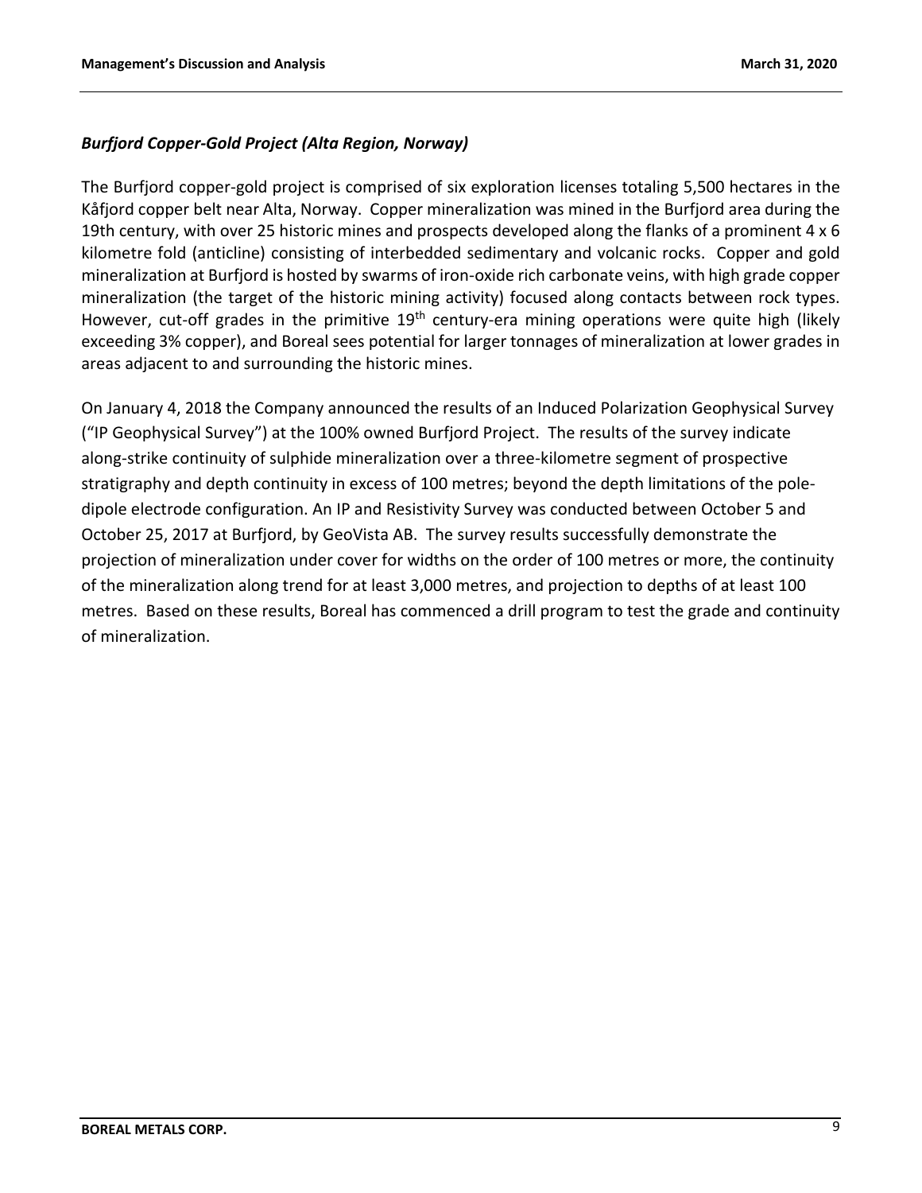### *Burfjord Copper-Gold Project (Alta Region, Norway)*

The Burfjord copper-gold project is comprised of six exploration licenses totaling 5,500 hectares in the Kåfjord copper belt near Alta, Norway. Copper mineralization was mined in the Burfjord area during the 19th century, with over 25 historic mines and prospects developed along the flanks of a prominent 4 x 6 kilometre fold (anticline) consisting of interbedded sedimentary and volcanic rocks. Copper and gold mineralization at Burfjord is hosted by swarms of iron-oxide rich carbonate veins, with high grade copper mineralization (the target of the historic mining activity) focused along contacts between rock types. However, cut-off grades in the primitive 19th century-era mining operations were quite high (likely exceeding 3% copper), and Boreal sees potential for larger tonnages of mineralization at lower grades in areas adjacent to and surrounding the historic mines.

On January 4, 2018 the Company announced the results of an Induced Polarization Geophysical Survey ("IP Geophysical Survey") at the 100% owned Burfjord Project. The results of the survey indicate along-strike continuity of sulphide mineralization over a three-kilometre segment of prospective stratigraphy and depth continuity in excess of 100 metres; beyond the depth limitations of the pole-dipole electrode configuration. An IP and Resistivity Survey was conducted between October 5 and October 25, 2017 at Burfjord, by GeoVista AB. The survey results successfully demonstrate the projection of mineralization under cover for widths on the order of 100 metres or more, the continuity of the mineralization along trend for at least 3,000 metres, and projection to depths of at least 100 metres. Based on these results, Boreal has commenced a drill program to test the grade and continuity of mineralization.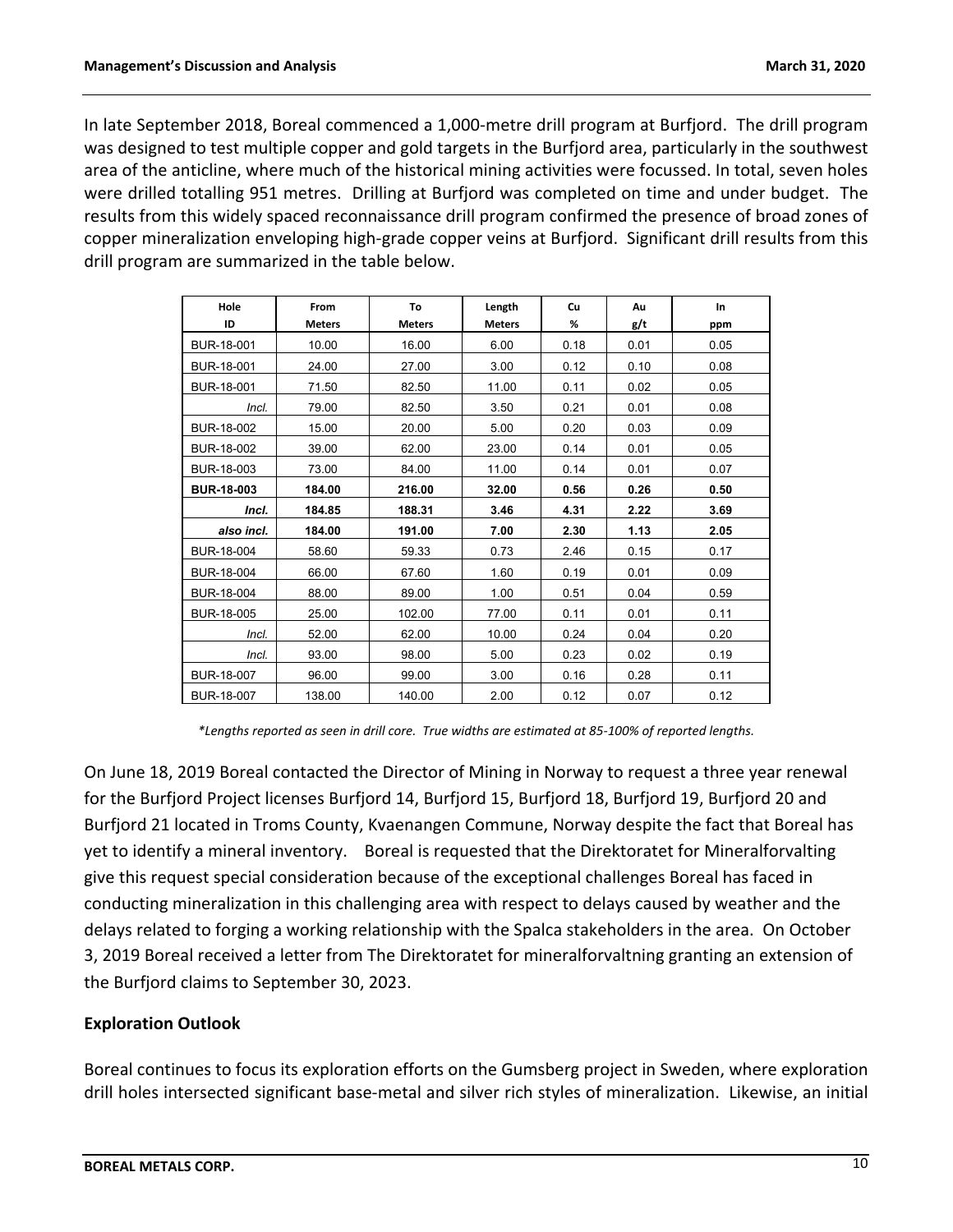In late September 2018, Boreal commenced a 1,000-metre drill program at Burfjord. The drill program was designed to test multiple copper and gold targets in the Burfjord area, particularly in the southwest area of the anticline, where much of the historical mining activities were focussed. In total, seven holes were drilled totalling 951 metres. Drilling at Burfjord was completed on time and under budget. The results from this widely spaced reconnaissance drill program confirmed the presence of broad zones of copper mineralization enveloping high-grade copper veins at Burfjord. Significant drill results from this drill program are summarized in the table below.

| Hole ID | From Meters | To Meters | Length Meters | Cu % | Au g/t | In ppm |
|---|---|---|---|---|---|---|
| BUR-18-001 | 10.00 | 16.00 | 6.00 | 0.18 | 0.01 | 0.05 |
| BUR-18-001 | 24.00 | 27.00 | 3.00 | 0.12 | 0.10 | 0.08 |
| BUR-18-001 | 71.50 | 82.50 | 11.00 | 0.11 | 0.02 | 0.05 |
| *Incl.* | 79.00 | 82.50 | 3.50 | 0.21 | 0.01 | 0.08 |
| BUR-18-002 | 15.00 | 20.00 | 5.00 | 0.20 | 0.03 | 0.09 |
| BUR-18-002 | 39.00 | 62.00 | 23.00 | 0.14 | 0.01 | 0.05 |
| BUR-18-003 | 73.00 | 84.00 | 11.00 | 0.14 | 0.01 | 0.07 |
| **BUR-18-003** | **184.00** | **216.00** | **32.00** | **0.56** | **0.26** | **0.50** |
| ***Incl.*** | **184.85** | **188.31** | **3.46** | **4.31** | **2.22** | **3.69** |
| ***also incl.*** | **184.00** | **191.00** | **7.00** | **2.30** | **1.13** | **2.05** |
| BUR-18-004 | 58.60 | 59.33 | 0.73 | 2.46 | 0.15 | 0.17 |
| BUR-18-004 | 66.00 | 67.60 | 1.60 | 0.19 | 0.01 | 0.09 |
| BUR-18-004 | 88.00 | 89.00 | 1.00 | 0.51 | 0.04 | 0.59 |
| BUR-18-005 | 25.00 | 102.00 | 77.00 | 0.11 | 0.01 | 0.11 |
| *Incl.* | 52.00 | 62.00 | 10.00 | 0.24 | 0.04 | 0.20 |
| *Incl.* | 93.00 | 98.00 | 5.00 | 0.23 | 0.02 | 0.19 |
| BUR-18-007 | 96.00 | 99.00 | 3.00 | 0.16 | 0.28 | 0.11 |
| BUR-18-007 | 138.00 | 140.00 | 2.00 | 0.12 | 0.07 | 0.12 |

*\*Lengths reported as seen in drill core. True widths are estimated at 85-100% of reported lengths.*

On June 18, 2019 Boreal contacted the Director of Mining in Norway to request a three year renewal for the Burfjord Project licenses Burfjord 14, Burfjord 15, Burfjord 18, Burfjord 19, Burfjord 20 and Burfjord 21 located in Troms County, Kvaenangen Commune, Norway despite the fact that Boreal has yet to identify a mineral inventory. Boreal is requested that the Direktoratet for Mineralforvalting give this request special consideration because of the exceptional challenges Boreal has faced in conducting mineralization in this challenging area with respect to delays caused by weather and the delays related to forging a working relationship with the Spalca stakeholders in the area. On October 3, 2019 Boreal received a letter from The Direktoratet for mineralforvaltning granting an extension of the Burfjord claims to September 30, 2023.

## Exploration Outlook

Boreal continues to focus its exploration efforts on the Gumsberg project in Sweden, where exploration drill holes intersected significant base-metal and silver rich styles of mineralization. Likewise, an initial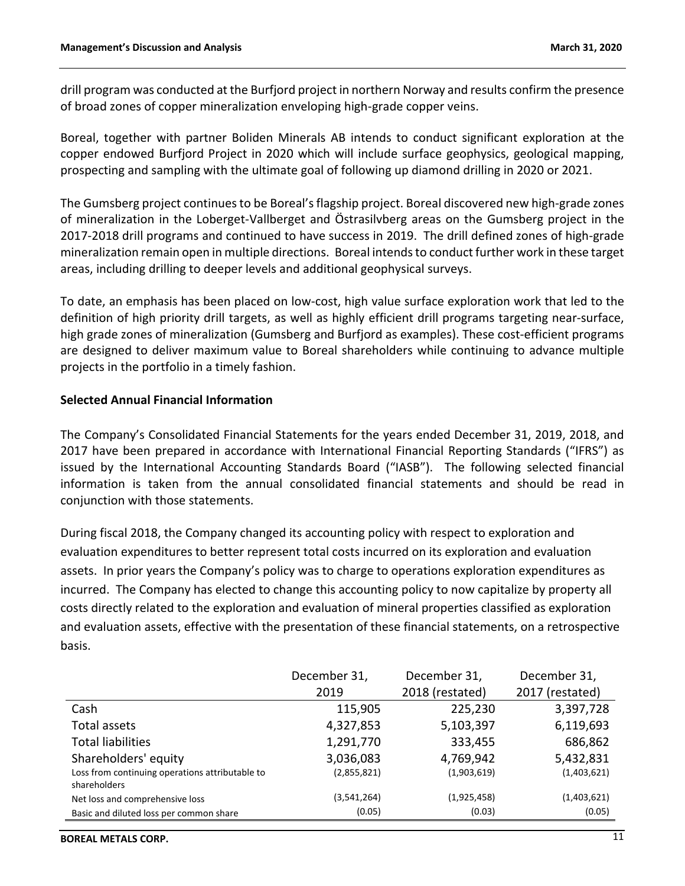drill program was conducted at the Burfjord project in northern Norway and results confirm the presence of broad zones of copper mineralization enveloping high-grade copper veins.

Boreal, together with partner Boliden Minerals AB intends to conduct significant exploration at the copper endowed Burfjord Project in 2020 which will include surface geophysics, geological mapping, prospecting and sampling with the ultimate goal of following up diamond drilling in 2020 or 2021.

The Gumsberg project continues to be Boreal's flagship project. Boreal discovered new high-grade zones of mineralization in the Loberget-Vallberget and Östrasilvberg areas on the Gumsberg project in the 2017-2018 drill programs and continued to have success in 2019. The drill defined zones of high-grade mineralization remain open in multiple directions. Boreal intends to conduct further work in these target areas, including drilling to deeper levels and additional geophysical surveys.

To date, an emphasis has been placed on low-cost, high value surface exploration work that led to the definition of high priority drill targets, as well as highly efficient drill programs targeting near-surface, high grade zones of mineralization (Gumsberg and Burfjord as examples). These cost-efficient programs are designed to deliver maximum value to Boreal shareholders while continuing to advance multiple projects in the portfolio in a timely fashion.

## Selected Annual Financial Information

The Company's Consolidated Financial Statements for the years ended December 31, 2019, 2018, and 2017 have been prepared in accordance with International Financial Reporting Standards ("IFRS") as issued by the International Accounting Standards Board ("IASB"). The following selected financial information is taken from the annual consolidated financial statements and should be read in conjunction with those statements.

During fiscal 2018, the Company changed its accounting policy with respect to exploration and evaluation expenditures to better represent total costs incurred on its exploration and evaluation assets. In prior years the Company's policy was to charge to operations exploration expenditures as incurred. The Company has elected to change this accounting policy to now capitalize by property all costs directly related to the exploration and evaluation of mineral properties classified as exploration and evaluation assets, effective with the presentation of these financial statements, on a retrospective basis.

| | December 31, 2019 | December 31, 2018 (restated) | December 31, 2017 (restated) |
|---|---|---|---|
| Cash | 115,905 | 225,230 | 3,397,728 |
| Total assets | 4,327,853 | 5,103,397 | 6,119,693 |
| Total liabilities | 1,291,770 | 333,455 | 686,862 |
| Shareholders' equity | 3,036,083 | 4,769,942 | 5,432,831 |
| Loss from continuing operations attributable to shareholders | (2,855,821) | (1,903,619) | (1,403,621) |
| Net loss and comprehensive loss | (3,541,264) | (1,925,458) | (1,403,621) |
| Basic and diluted loss per common share | (0.05) | (0.03) | (0.05) |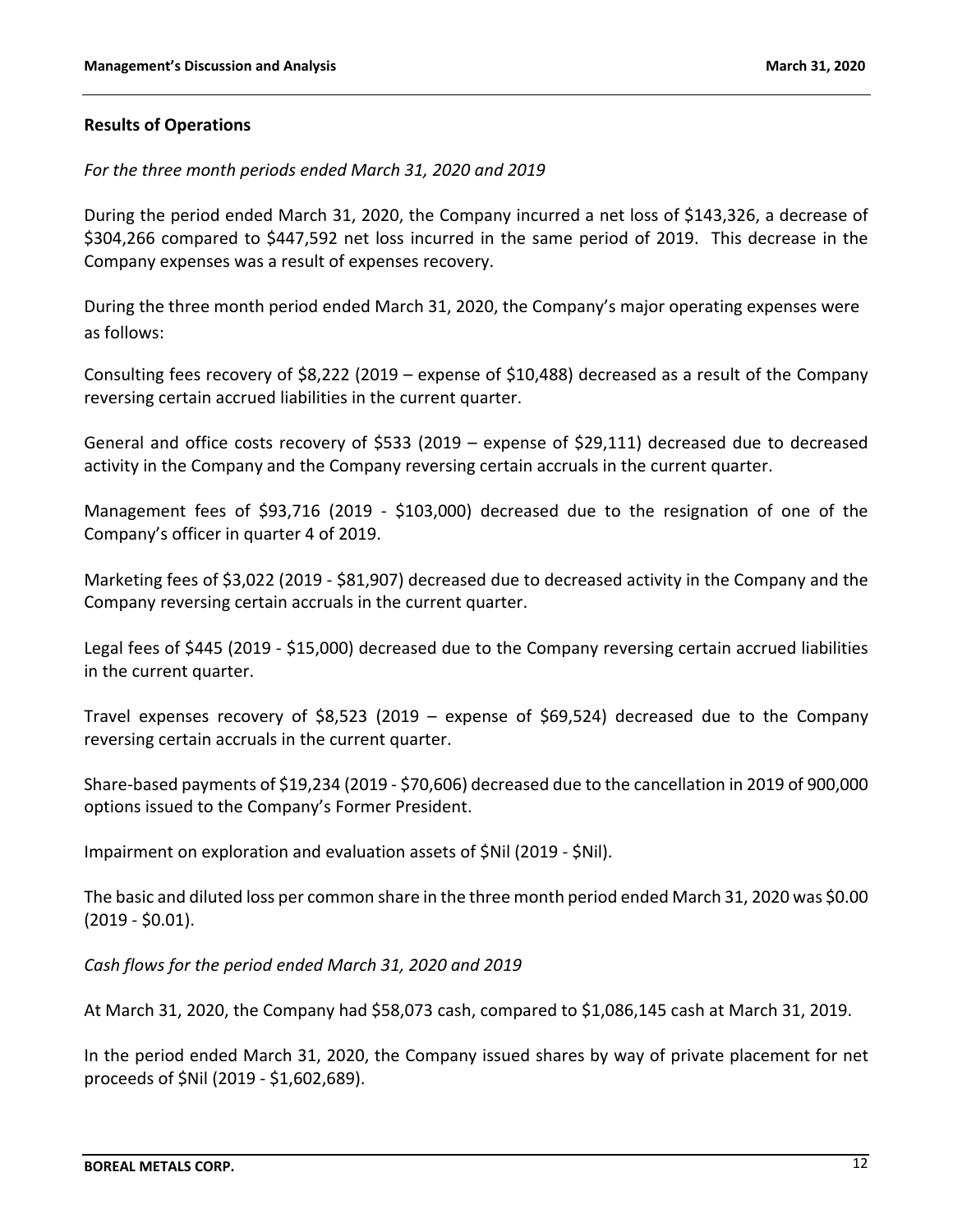## Results of Operations

*For the three month periods ended March 31, 2020 and 2019*

During the period ended March 31, 2020, the Company incurred a net loss of $143,326, a decrease of $304,266 compared to $447,592 net loss incurred in the same period of 2019. This decrease in the Company expenses was a result of expenses recovery.

During the three month period ended March 31, 2020, the Company's major operating expenses were as follows:

Consulting fees recovery of $8,222 (2019 – expense of $10,488) decreased as a result of the Company reversing certain accrued liabilities in the current quarter.

General and office costs recovery of $533 (2019 – expense of $29,111) decreased due to decreased activity in the Company and the Company reversing certain accruals in the current quarter.

Management fees of $93,716 (2019 - $103,000) decreased due to the resignation of one of the Company's officer in quarter 4 of 2019.

Marketing fees of $3,022 (2019 - $81,907) decreased due to decreased activity in the Company and the Company reversing certain accruals in the current quarter.

Legal fees of $445 (2019 - $15,000) decreased due to the Company reversing certain accrued liabilities in the current quarter.

Travel expenses recovery of $8,523 (2019 – expense of $69,524) decreased due to the Company reversing certain accruals in the current quarter.

Share-based payments of $19,234 (2019 - $70,606) decreased due to the cancellation in 2019 of 900,000 options issued to the Company's Former President.

Impairment on exploration and evaluation assets of $Nil (2019 - $Nil).

The basic and diluted loss per common share in the three month period ended March 31, 2020 was $0.00 (2019 - $0.01).

*Cash flows for the period ended March 31, 2020 and 2019*

At March 31, 2020, the Company had $58,073 cash, compared to $1,086,145 cash at March 31, 2019.

In the period ended March 31, 2020, the Company issued shares by way of private placement for net proceeds of $Nil (2019 - $1,602,689).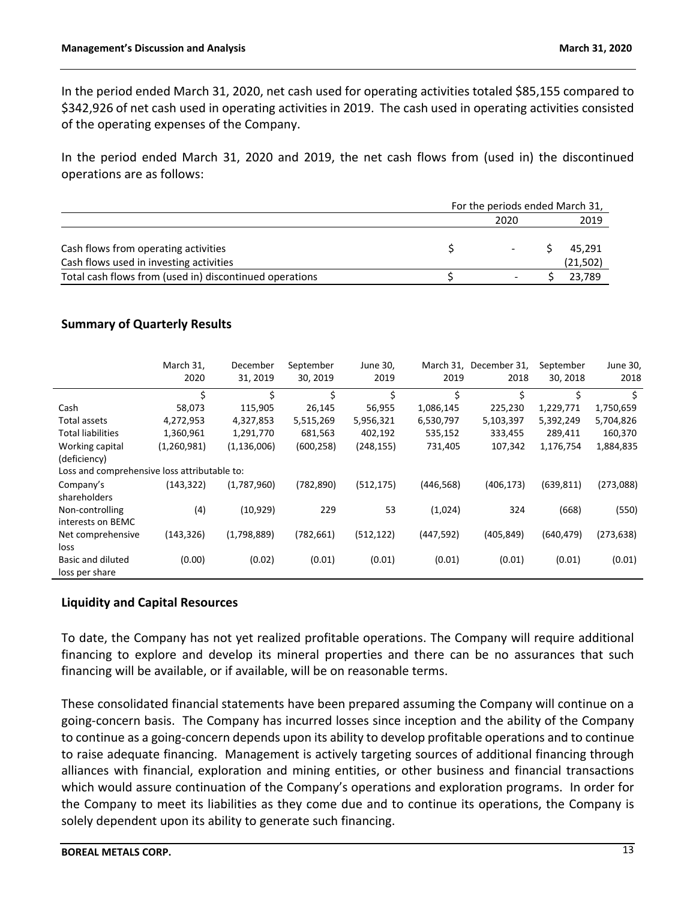In the period ended March 31, 2020, net cash used for operating activities totaled \$85,155 compared to \$342,926 of net cash used in operating activities in 2019. The cash used in operating activities consisted of the operating expenses of the Company.

In the period ended March 31, 2020 and 2019, the net cash flows from (used in) the discontinued operations are as follows:

| | For the periods ended March 31, | |
|---|---|---|
| | 2020 | 2019 |
| Cash flows from operating activities | \$ - | \$ 45,291 |
| Cash flows used in investing activities | | (21,502) |
| Total cash flows from (used in) discontinued operations | \$ - | \$ 23,789 |

## Summary of Quarterly Results

| | March 31, 2020 | December 31, 2019 | September 30, 2019 | June 30, 2019 | March 31, 2019 | December 31, 2018 | September 30, 2018 | June 30, 2018 |
|---|---|---|---|---|---|---|---|---|
| | \$ | \$ | \$ | \$ | \$ | \$ | \$ | \$ |
| Cash | 58,073 | 115,905 | 26,145 | 56,955 | 1,086,145 | 225,230 | 1,229,771 | 1,750,659 |
| Total assets | 4,272,953 | 4,327,853 | 5,515,269 | 5,956,321 | 6,530,797 | 5,103,397 | 5,392,249 | 5,704,826 |
| Total liabilities | 1,360,961 | 1,291,770 | 681,563 | 402,192 | 535,152 | 333,455 | 289,411 | 160,370 |
| Working capital (deficiency) | (1,260,981) | (1,136,006) | (600,258) | (248,155) | 731,405 | 107,342 | 1,176,754 | 1,884,835 |
| Loss and comprehensive loss attributable to: | | | | | | | | |
| Company's shareholders | (143,322) | (1,787,960) | (782,890) | (512,175) | (446,568) | (406,173) | (639,811) | (273,088) |
| Non-controlling interests on BEMC | (4) | (10,929) | 229 | 53 | (1,024) | 324 | (668) | (550) |
| Net comprehensive loss | (143,326) | (1,798,889) | (782,661) | (512,122) | (447,592) | (405,849) | (640,479) | (273,638) |
| Basic and diluted loss per share | (0.00) | (0.02) | (0.01) | (0.01) | (0.01) | (0.01) | (0.01) | (0.01) |

## Liquidity and Capital Resources

To date, the Company has not yet realized profitable operations. The Company will require additional financing to explore and develop its mineral properties and there can be no assurances that such financing will be available, or if available, will be on reasonable terms.

These consolidated financial statements have been prepared assuming the Company will continue on a going-concern basis. The Company has incurred losses since inception and the ability of the Company to continue as a going-concern depends upon its ability to develop profitable operations and to continue to raise adequate financing. Management is actively targeting sources of additional financing through alliances with financial, exploration and mining entities, or other business and financial transactions which would assure continuation of the Company's operations and exploration programs. In order for the Company to meet its liabilities as they come due and to continue its operations, the Company is solely dependent upon its ability to generate such financing.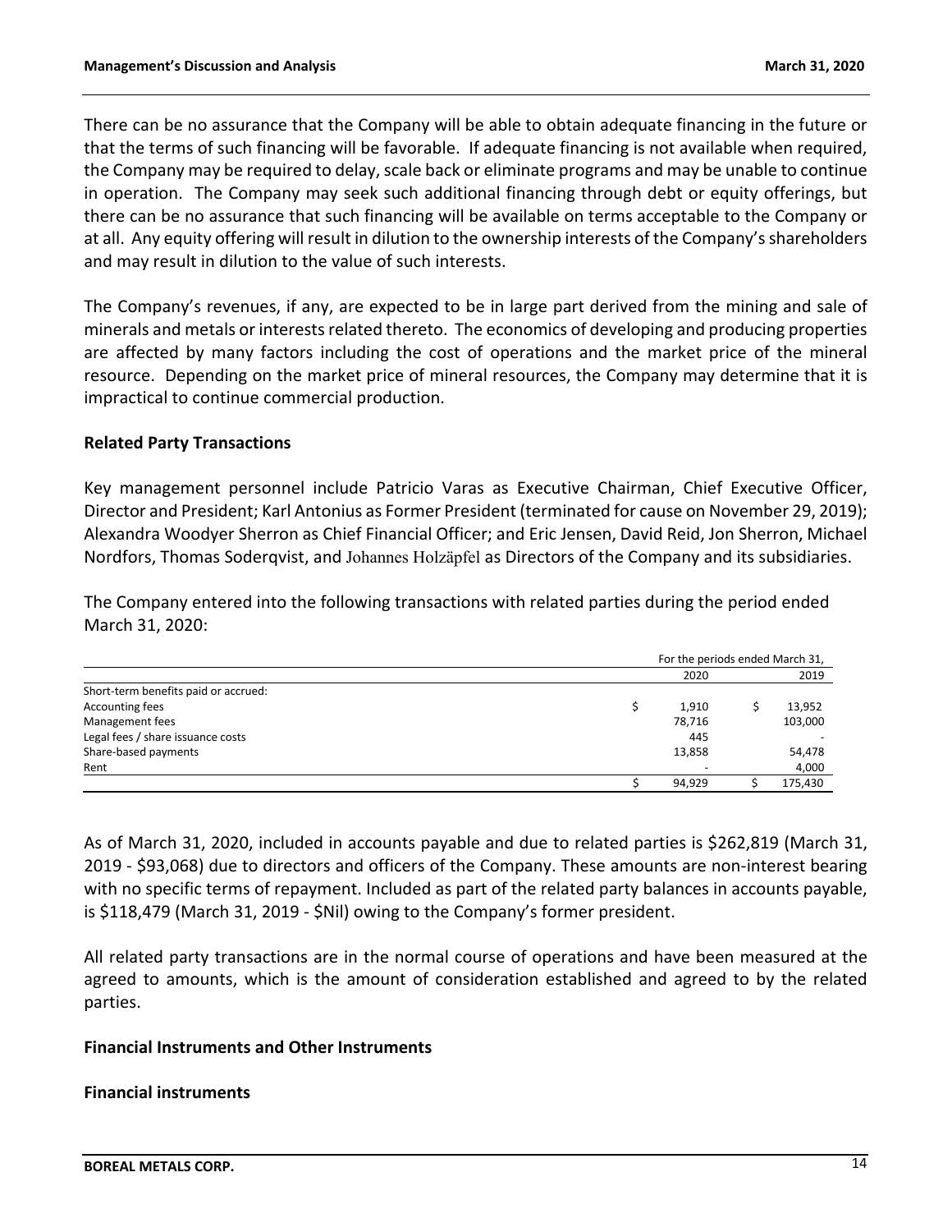There can be no assurance that the Company will be able to obtain adequate financing in the future or that the terms of such financing will be favorable. If adequate financing is not available when required, the Company may be required to delay, scale back or eliminate programs and may be unable to continue in operation. The Company may seek such additional financing through debt or equity offerings, but there can be no assurance that such financing will be available on terms acceptable to the Company or at all. Any equity offering will result in dilution to the ownership interests of the Company's shareholders and may result in dilution to the value of such interests.

The Company's revenues, if any, are expected to be in large part derived from the mining and sale of minerals and metals or interests related thereto. The economics of developing and producing properties are affected by many factors including the cost of operations and the market price of the mineral resource. Depending on the market price of mineral resources, the Company may determine that it is impractical to continue commercial production.

**Related Party Transactions**

Key management personnel include Patricio Varas as Executive Chairman, Chief Executive Officer, Director and President; Karl Antonius as Former President (terminated for cause on November 29, 2019); Alexandra Woodyer Sherron as Chief Financial Officer; and Eric Jensen, David Reid, Jon Sherron, Michael Nordfors, Thomas Soderqvist, and Johannes Holzäpfel as Directors of the Company and its subsidiaries.

The Company entered into the following transactions with related parties during the period ended March 31, 2020:

| | For the periods ended March 31, | |
|---|---|---|
| | 2020 | 2019 |
| Short-term benefits paid or accrued: | | |
| Accounting fees | $ 1,910 | $ 13,952 |
| Management fees | 78,716 | 103,000 |
| Legal fees / share issuance costs | 445 | - |
| Share-based payments | 13,858 | 54,478 |
| Rent | - | 4,000 |
| | $ 94,929 | $ 175,430 |

As of March 31, 2020, included in accounts payable and due to related parties is $262,819 (March 31, 2019 - $93,068) due to directors and officers of the Company. These amounts are non-interest bearing with no specific terms of repayment. Included as part of the related party balances in accounts payable, is $118,479 (March 31, 2019 - $Nil) owing to the Company's former president.

All related party transactions are in the normal course of operations and have been measured at the agreed to amounts, which is the amount of consideration established and agreed to by the related parties.

**Financial Instruments and Other Instruments**

**Financial instruments**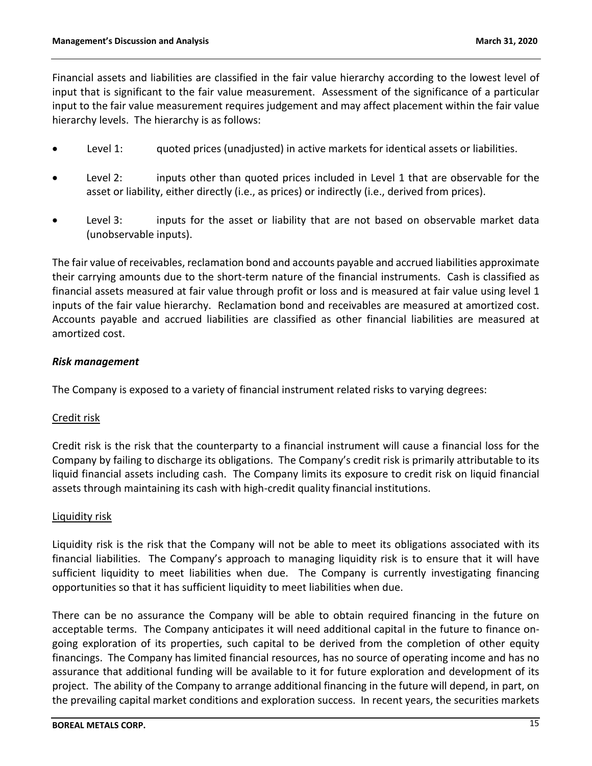Financial assets and liabilities are classified in the fair value hierarchy according to the lowest level of input that is significant to the fair value measurement. Assessment of the significance of a particular input to the fair value measurement requires judgement and may affect placement within the fair value hierarchy levels. The hierarchy is as follows:

- Level 1: quoted prices (unadjusted) in active markets for identical assets or liabilities.
- Level 2: inputs other than quoted prices included in Level 1 that are observable for the asset or liability, either directly (i.e., as prices) or indirectly (i.e., derived from prices).
- Level 3: inputs for the asset or liability that are not based on observable market data (unobservable inputs).

The fair value of receivables, reclamation bond and accounts payable and accrued liabilities approximate their carrying amounts due to the short-term nature of the financial instruments. Cash is classified as financial assets measured at fair value through profit or loss and is measured at fair value using level 1 inputs of the fair value hierarchy. Reclamation bond and receivables are measured at amortized cost. Accounts payable and accrued liabilities are classified as other financial liabilities are measured at amortized cost.

***Risk management***

The Company is exposed to a variety of financial instrument related risks to varying degrees:

Credit risk

Credit risk is the risk that the counterparty to a financial instrument will cause a financial loss for the Company by failing to discharge its obligations. The Company's credit risk is primarily attributable to its liquid financial assets including cash. The Company limits its exposure to credit risk on liquid financial assets through maintaining its cash with high-credit quality financial institutions.

Liquidity risk

Liquidity risk is the risk that the Company will not be able to meet its obligations associated with its financial liabilities. The Company's approach to managing liquidity risk is to ensure that it will have sufficient liquidity to meet liabilities when due. The Company is currently investigating financing opportunities so that it has sufficient liquidity to meet liabilities when due.

There can be no assurance the Company will be able to obtain required financing in the future on acceptable terms. The Company anticipates it will need additional capital in the future to finance on-going exploration of its properties, such capital to be derived from the completion of other equity financings. The Company has limited financial resources, has no source of operating income and has no assurance that additional funding will be available to it for future exploration and development of its project. The ability of the Company to arrange additional financing in the future will depend, in part, on the prevailing capital market conditions and exploration success. In recent years, the securities markets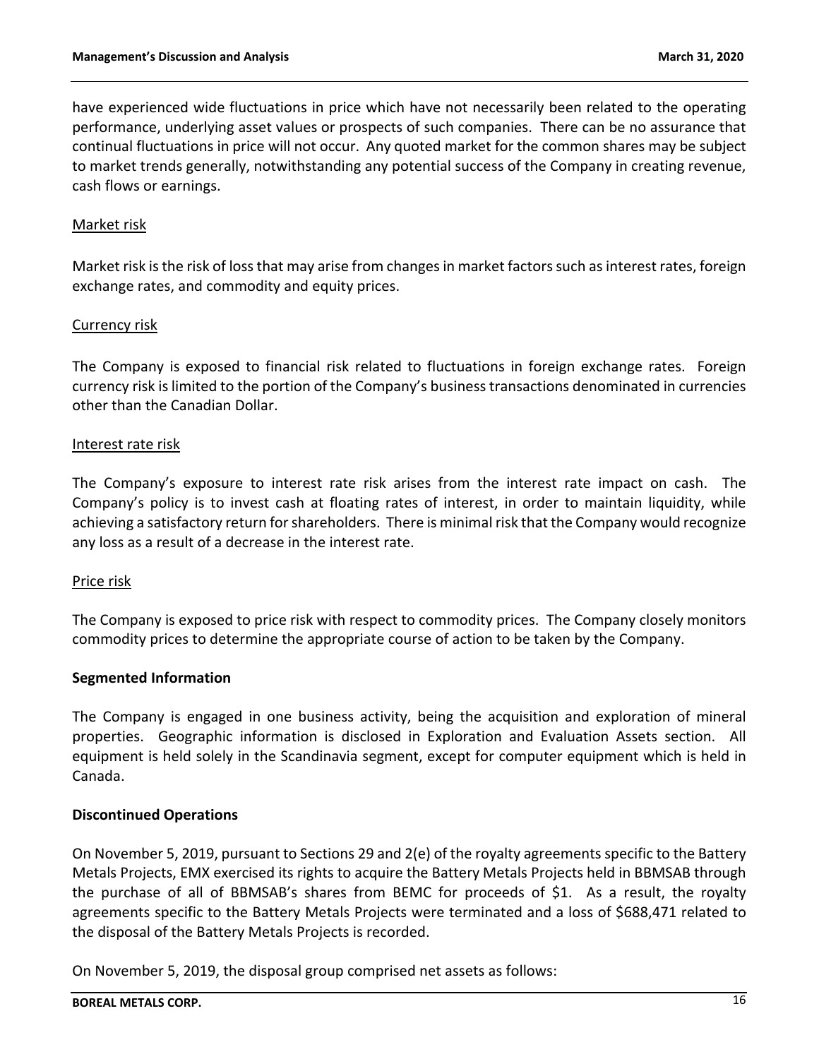have experienced wide fluctuations in price which have not necessarily been related to the operating performance, underlying asset values or prospects of such companies. There can be no assurance that continual fluctuations in price will not occur. Any quoted market for the common shares may be subject to market trends generally, notwithstanding any potential success of the Company in creating revenue, cash flows or earnings.

Market risk

Market risk is the risk of loss that may arise from changes in market factors such as interest rates, foreign exchange rates, and commodity and equity prices.

Currency risk

The Company is exposed to financial risk related to fluctuations in foreign exchange rates. Foreign currency risk is limited to the portion of the Company's business transactions denominated in currencies other than the Canadian Dollar.

Interest rate risk

The Company's exposure to interest rate risk arises from the interest rate impact on cash. The Company's policy is to invest cash at floating rates of interest, in order to maintain liquidity, while achieving a satisfactory return for shareholders. There is minimal risk that the Company would recognize any loss as a result of a decrease in the interest rate.

Price risk

The Company is exposed to price risk with respect to commodity prices. The Company closely monitors commodity prices to determine the appropriate course of action to be taken by the Company.

**Segmented Information**

The Company is engaged in one business activity, being the acquisition and exploration of mineral properties. Geographic information is disclosed in Exploration and Evaluation Assets section. All equipment is held solely in the Scandinavia segment, except for computer equipment which is held in Canada.

**Discontinued Operations**

On November 5, 2019, pursuant to Sections 29 and 2(e) of the royalty agreements specific to the Battery Metals Projects, EMX exercised its rights to acquire the Battery Metals Projects held in BBMSAB through the purchase of all of BBMSAB's shares from BEMC for proceeds of $1. As a result, the royalty agreements specific to the Battery Metals Projects were terminated and a loss of $688,471 related to the disposal of the Battery Metals Projects is recorded.

On November 5, 2019, the disposal group comprised net assets as follows: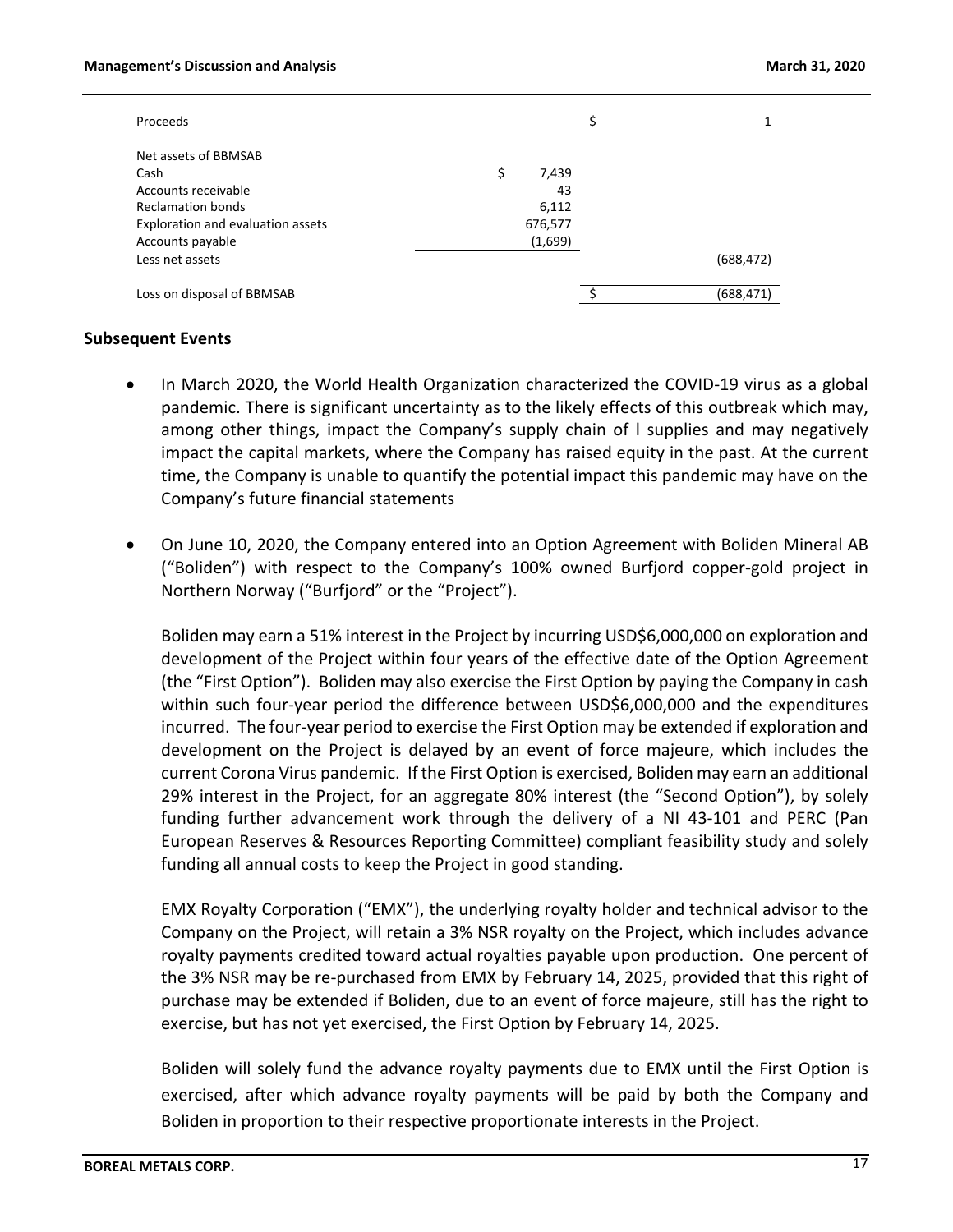| | | | |
|---|---|---|---|
| Proceeds | | $ | 1 |
| Net assets of BBMSAB | | | |
| Cash | $ 7,439 | | |
| Accounts receivable | 43 | | |
| Reclamation bonds | 6,112 | | |
| Exploration and evaluation assets | 676,577 | | |
| Accounts payable | (1,699) | | |
| Less net assets | | | (688,472) |
| Loss on disposal of BBMSAB | | $ | (688,471) |

## Subsequent Events

- In March 2020, the World Health Organization characterized the COVID-19 virus as a global pandemic. There is significant uncertainty as to the likely effects of this outbreak which may, among other things, impact the Company's supply chain of l supplies and may negatively impact the capital markets, where the Company has raised equity in the past. At the current time, the Company is unable to quantify the potential impact this pandemic may have on the Company's future financial statements

- On June 10, 2020, the Company entered into an Option Agreement with Boliden Mineral AB ("Boliden") with respect to the Company's 100% owned Burfjord copper-gold project in Northern Norway ("Burfjord" or the "Project").

  Boliden may earn a 51% interest in the Project by incurring USD$6,000,000 on exploration and development of the Project within four years of the effective date of the Option Agreement (the "First Option"). Boliden may also exercise the First Option by paying the Company in cash within such four-year period the difference between USD$6,000,000 and the expenditures incurred. The four-year period to exercise the First Option may be extended if exploration and development on the Project is delayed by an event of force majeure, which includes the current Corona Virus pandemic. If the First Option is exercised, Boliden may earn an additional 29% interest in the Project, for an aggregate 80% interest (the "Second Option"), by solely funding further advancement work through the delivery of a NI 43-101 and PERC (Pan European Reserves & Resources Reporting Committee) compliant feasibility study and solely funding all annual costs to keep the Project in good standing.

  EMX Royalty Corporation ("EMX"), the underlying royalty holder and technical advisor to the Company on the Project, will retain a 3% NSR royalty on the Project, which includes advance royalty payments credited toward actual royalties payable upon production. One percent of the 3% NSR may be re-purchased from EMX by February 14, 2025, provided that this right of purchase may be extended if Boliden, due to an event of force majeure, still has the right to exercise, but has not yet exercised, the First Option by February 14, 2025.

  Boliden will solely fund the advance royalty payments due to EMX until the First Option is exercised, after which advance royalty payments will be paid by both the Company and Boliden in proportion to their respective proportionate interests in the Project.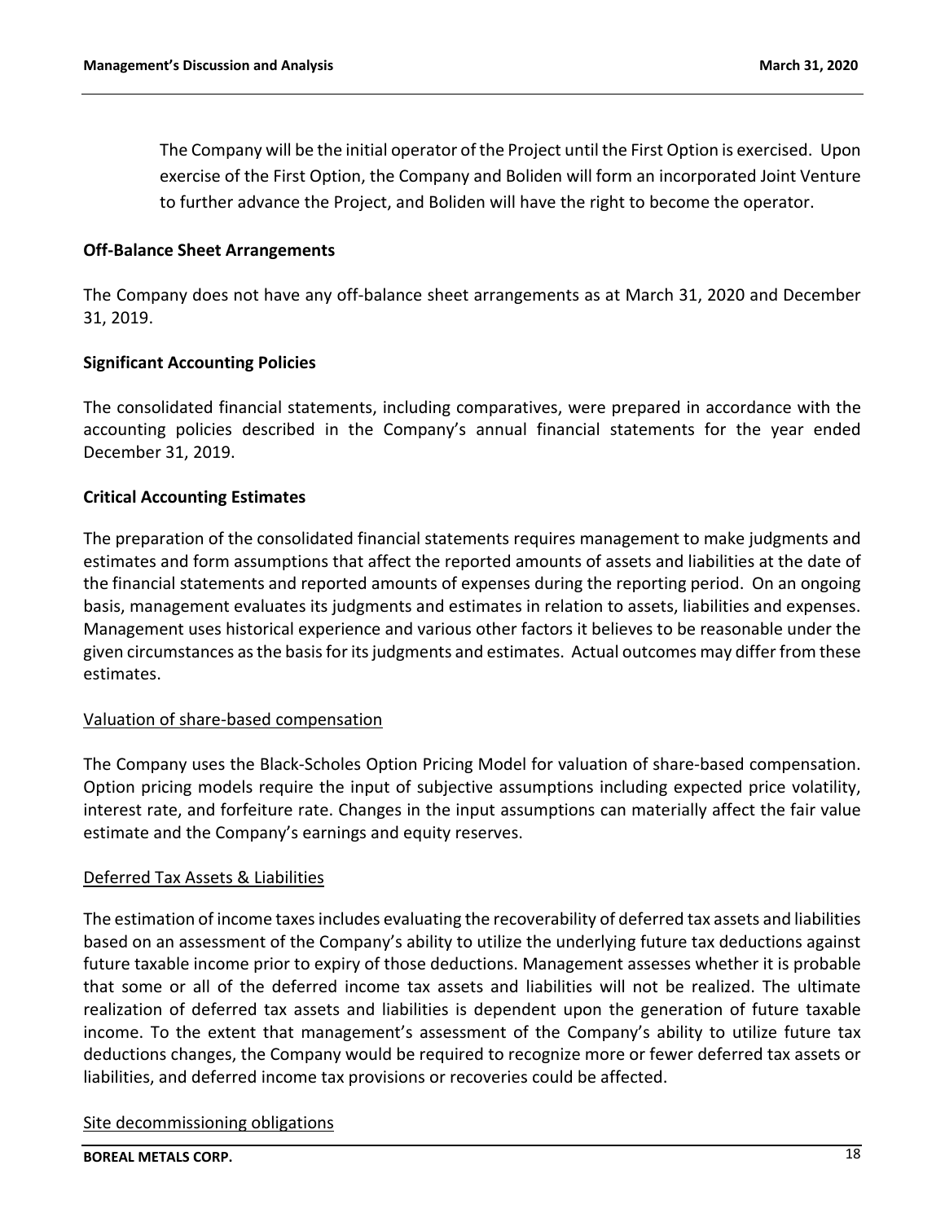The Company will be the initial operator of the Project until the First Option is exercised. Upon exercise of the First Option, the Company and Boliden will form an incorporated Joint Venture to further advance the Project, and Boliden will have the right to become the operator.

**Off-Balance Sheet Arrangements**

The Company does not have any off-balance sheet arrangements as at March 31, 2020 and December 31, 2019.

**Significant Accounting Policies**

The consolidated financial statements, including comparatives, were prepared in accordance with the accounting policies described in the Company's annual financial statements for the year ended December 31, 2019.

**Critical Accounting Estimates**

The preparation of the consolidated financial statements requires management to make judgments and estimates and form assumptions that affect the reported amounts of assets and liabilities at the date of the financial statements and reported amounts of expenses during the reporting period. On an ongoing basis, management evaluates its judgments and estimates in relation to assets, liabilities and expenses. Management uses historical experience and various other factors it believes to be reasonable under the given circumstances as the basis for its judgments and estimates. Actual outcomes may differ from these estimates.

Valuation of share-based compensation

The Company uses the Black-Scholes Option Pricing Model for valuation of share-based compensation. Option pricing models require the input of subjective assumptions including expected price volatility, interest rate, and forfeiture rate. Changes in the input assumptions can materially affect the fair value estimate and the Company's earnings and equity reserves.

Deferred Tax Assets & Liabilities

The estimation of income taxes includes evaluating the recoverability of deferred tax assets and liabilities based on an assessment of the Company's ability to utilize the underlying future tax deductions against future taxable income prior to expiry of those deductions. Management assesses whether it is probable that some or all of the deferred income tax assets and liabilities will not be realized. The ultimate realization of deferred tax assets and liabilities is dependent upon the generation of future taxable income. To the extent that management's assessment of the Company's ability to utilize future tax deductions changes, the Company would be required to recognize more or fewer deferred tax assets or liabilities, and deferred income tax provisions or recoveries could be affected.

Site decommissioning obligations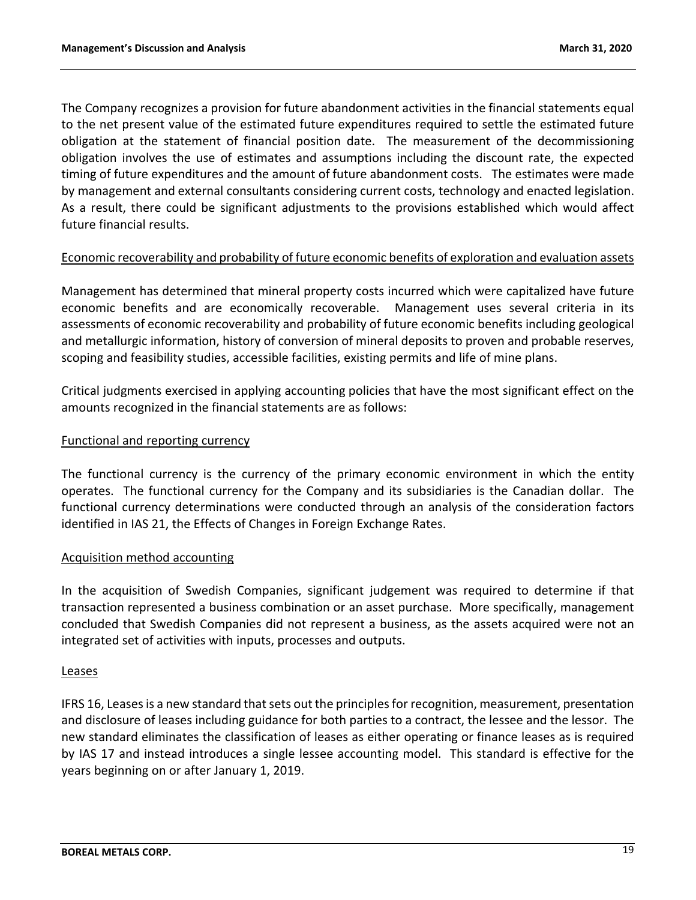The Company recognizes a provision for future abandonment activities in the financial statements equal to the net present value of the estimated future expenditures required to settle the estimated future obligation at the statement of financial position date. The measurement of the decommissioning obligation involves the use of estimates and assumptions including the discount rate, the expected timing of future expenditures and the amount of future abandonment costs. The estimates were made by management and external consultants considering current costs, technology and enacted legislation. As a result, there could be significant adjustments to the provisions established which would affect future financial results.

Economic recoverability and probability of future economic benefits of exploration and evaluation assets

Management has determined that mineral property costs incurred which were capitalized have future economic benefits and are economically recoverable. Management uses several criteria in its assessments of economic recoverability and probability of future economic benefits including geological and metallurgic information, history of conversion of mineral deposits to proven and probable reserves, scoping and feasibility studies, accessible facilities, existing permits and life of mine plans.

Critical judgments exercised in applying accounting policies that have the most significant effect on the amounts recognized in the financial statements are as follows:

Functional and reporting currency

The functional currency is the currency of the primary economic environment in which the entity operates. The functional currency for the Company and its subsidiaries is the Canadian dollar. The functional currency determinations were conducted through an analysis of the consideration factors identified in IAS 21, the Effects of Changes in Foreign Exchange Rates.

Acquisition method accounting

In the acquisition of Swedish Companies, significant judgement was required to determine if that transaction represented a business combination or an asset purchase. More specifically, management concluded that Swedish Companies did not represent a business, as the assets acquired were not an integrated set of activities with inputs, processes and outputs.

Leases

IFRS 16, Leases is a new standard that sets out the principles for recognition, measurement, presentation and disclosure of leases including guidance for both parties to a contract, the lessee and the lessor. The new standard eliminates the classification of leases as either operating or finance leases as is required by IAS 17 and instead introduces a single lessee accounting model. This standard is effective for the years beginning on or after January 1, 2019.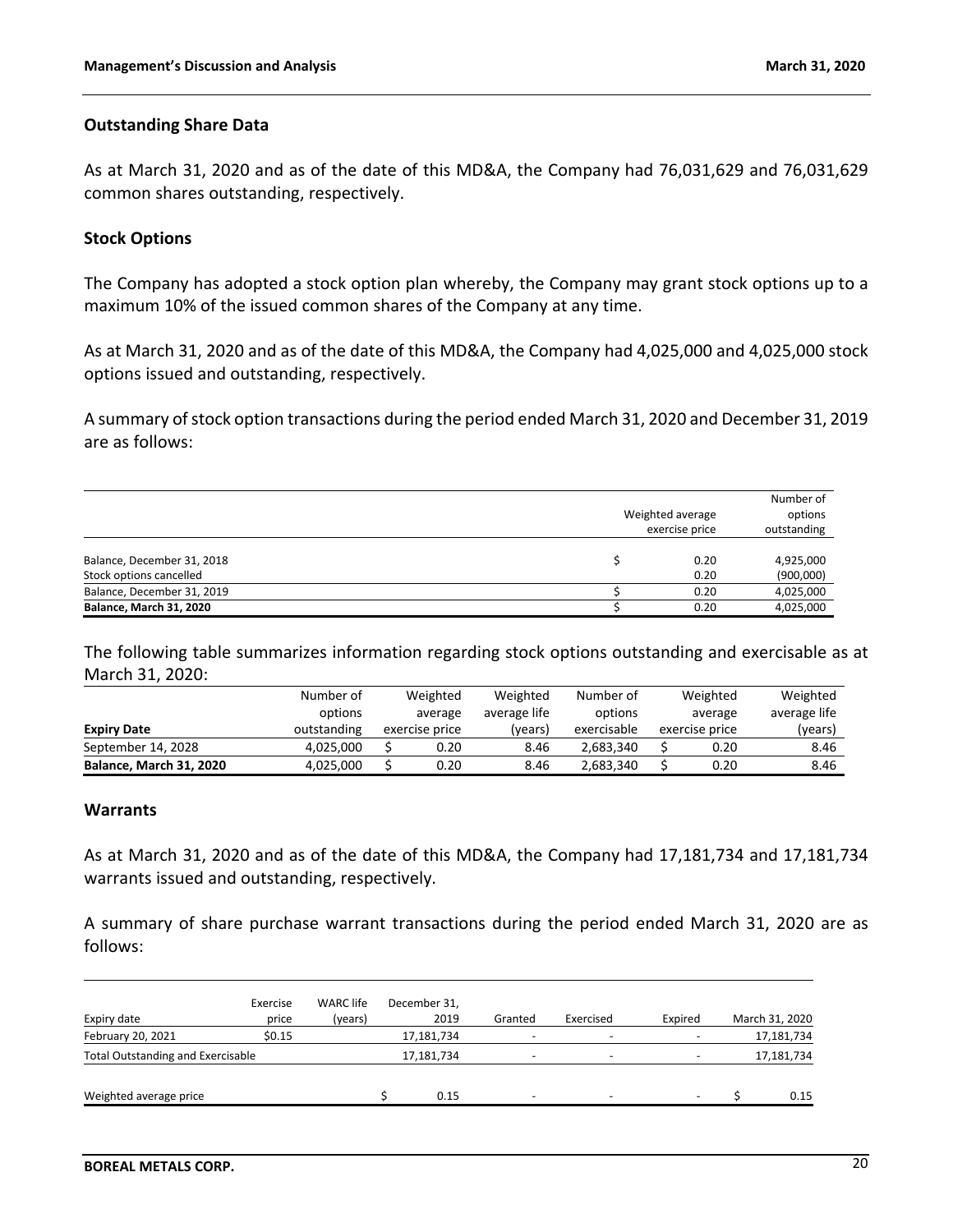## Outstanding Share Data

As at March 31, 2020 and as of the date of this MD&A, the Company had 76,031,629 and 76,031,629 common shares outstanding, respectively.

## Stock Options

The Company has adopted a stock option plan whereby, the Company may grant stock options up to a maximum 10% of the issued common shares of the Company at any time.

As at March 31, 2020 and as of the date of this MD&A, the Company had 4,025,000 and 4,025,000 stock options issued and outstanding, respectively.

A summary of stock option transactions during the period ended March 31, 2020 and December 31, 2019 are as follows:

| | Weighted average exercise price | Number of options outstanding |
|---|---|---|
| Balance, December 31, 2018 | $ 0.20 | 4,925,000 |
| Stock options cancelled | 0.20 | (900,000) |
| Balance, December 31, 2019 | $ 0.20 | 4,025,000 |
| **Balance, March 31, 2020** | $ 0.20 | 4,025,000 |

The following table summarizes information regarding stock options outstanding and exercisable as at March 31, 2020:

| Expiry Date | Number of options outstanding | Weighted average exercise price | Weighted average life (years) | Number of options exercisable | Weighted average exercise price | Weighted average life (years) |
|---|---|---|---|---|---|---|
| September 14, 2028 | 4,025,000 | $ 0.20 | 8.46 | 2,683,340 | $ 0.20 | 8.46 |
| **Balance, March 31, 2020** | 4,025,000 | $ 0.20 | 8.46 | 2,683,340 | $ 0.20 | 8.46 |

## Warrants

As at March 31, 2020 and as of the date of this MD&A, the Company had 17,181,734 and 17,181,734 warrants issued and outstanding, respectively.

A summary of share purchase warrant transactions during the period ended March 31, 2020 are as follows:

| Expiry date | Exercise price | WARC life (years) | December 31, 2019 | Granted | Exercised | Expired | March 31, 2020 |
|---|---|---|---|---|---|---|---|
| February 20, 2021 | $0.15 | | 17,181,734 | - | - | - | 17,181,734 |
| Total Outstanding and Exercisable | | | 17,181,734 | - | - | - | 17,181,734 |
| Weighted average price | | | $ 0.15 | - | - | - | $ 0.15 |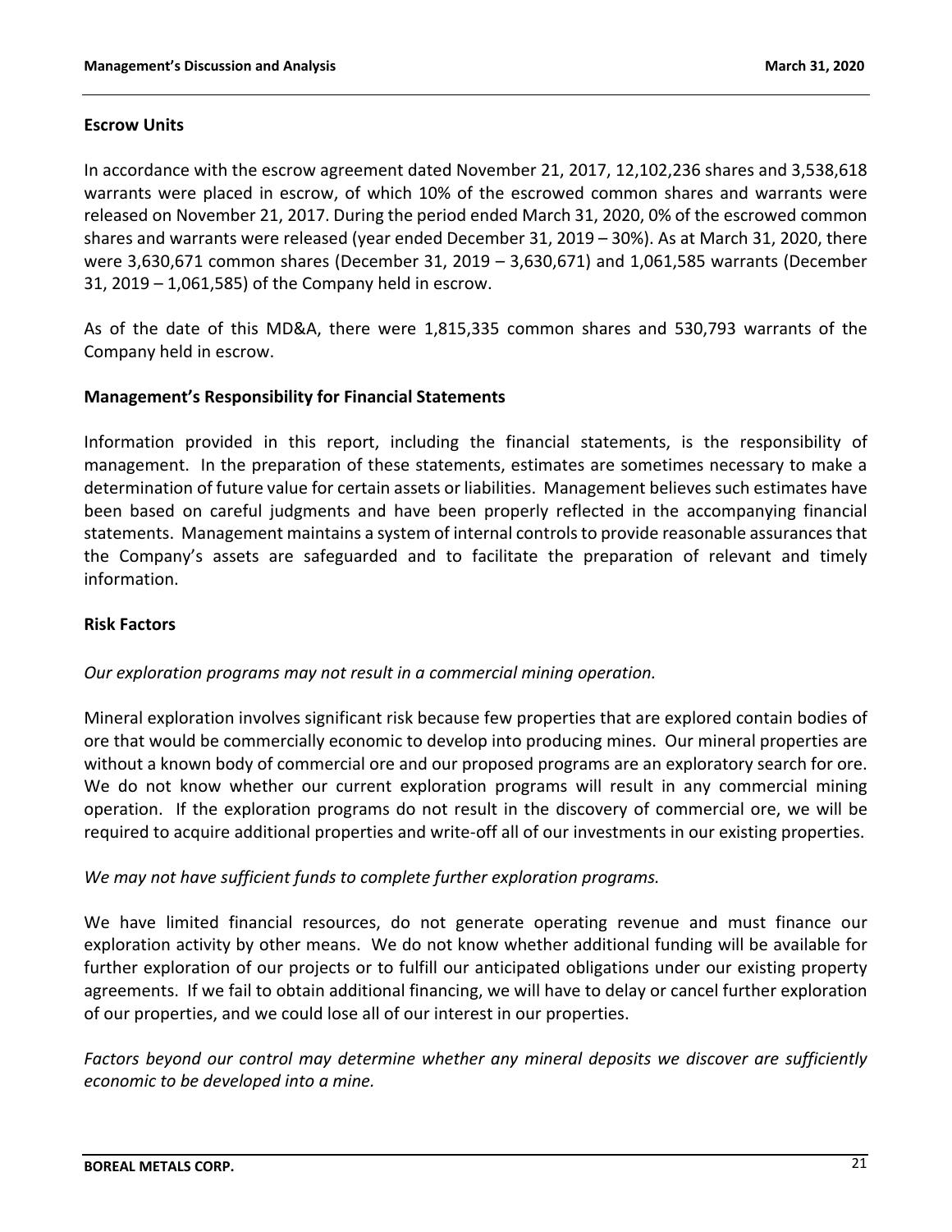## Escrow Units

In accordance with the escrow agreement dated November 21, 2017, 12,102,236 shares and 3,538,618 warrants were placed in escrow, of which 10% of the escrowed common shares and warrants were released on November 21, 2017. During the period ended March 31, 2020, 0% of the escrowed common shares and warrants were released (year ended December 31, 2019 – 30%). As at March 31, 2020, there were 3,630,671 common shares (December 31, 2019 – 3,630,671) and 1,061,585 warrants (December 31, 2019 – 1,061,585) of the Company held in escrow.

As of the date of this MD&A, there were 1,815,335 common shares and 530,793 warrants of the Company held in escrow.

## Management's Responsibility for Financial Statements

Information provided in this report, including the financial statements, is the responsibility of management. In the preparation of these statements, estimates are sometimes necessary to make a determination of future value for certain assets or liabilities. Management believes such estimates have been based on careful judgments and have been properly reflected in the accompanying financial statements. Management maintains a system of internal controls to provide reasonable assurances that the Company's assets are safeguarded and to facilitate the preparation of relevant and timely information.

## Risk Factors

*Our exploration programs may not result in a commercial mining operation.*

Mineral exploration involves significant risk because few properties that are explored contain bodies of ore that would be commercially economic to develop into producing mines. Our mineral properties are without a known body of commercial ore and our proposed programs are an exploratory search for ore. We do not know whether our current exploration programs will result in any commercial mining operation. If the exploration programs do not result in the discovery of commercial ore, we will be required to acquire additional properties and write-off all of our investments in our existing properties.

*We may not have sufficient funds to complete further exploration programs.*

We have limited financial resources, do not generate operating revenue and must finance our exploration activity by other means. We do not know whether additional funding will be available for further exploration of our projects or to fulfill our anticipated obligations under our existing property agreements. If we fail to obtain additional financing, we will have to delay or cancel further exploration of our properties, and we could lose all of our interest in our properties.

*Factors beyond our control may determine whether any mineral deposits we discover are sufficiently economic to be developed into a mine.*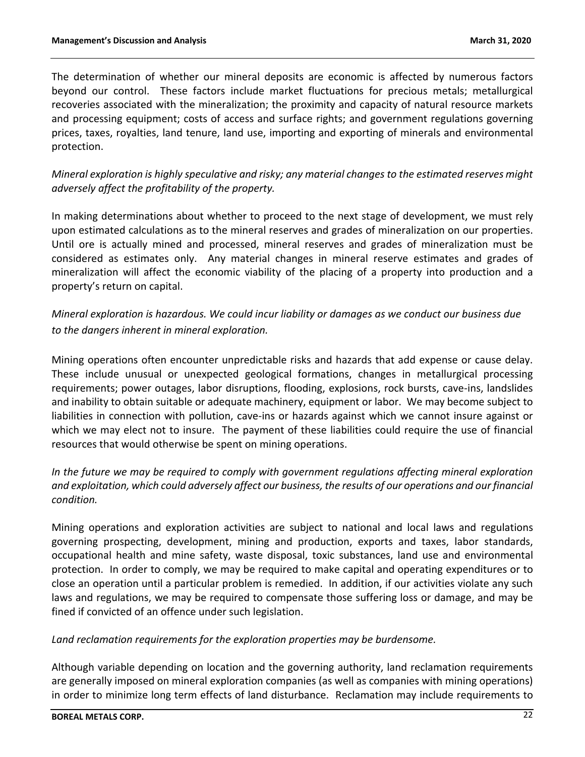The determination of whether our mineral deposits are economic is affected by numerous factors beyond our control. These factors include market fluctuations for precious metals; metallurgical recoveries associated with the mineralization; the proximity and capacity of natural resource markets and processing equipment; costs of access and surface rights; and government regulations governing prices, taxes, royalties, land tenure, land use, importing and exporting of minerals and environmental protection.

*Mineral exploration is highly speculative and risky; any material changes to the estimated reserves might adversely affect the profitability of the property.*

In making determinations about whether to proceed to the next stage of development, we must rely upon estimated calculations as to the mineral reserves and grades of mineralization on our properties. Until ore is actually mined and processed, mineral reserves and grades of mineralization must be considered as estimates only. Any material changes in mineral reserve estimates and grades of mineralization will affect the economic viability of the placing of a property into production and a property's return on capital.

*Mineral exploration is hazardous. We could incur liability or damages as we conduct our business due to the dangers inherent in mineral exploration.*

Mining operations often encounter unpredictable risks and hazards that add expense or cause delay. These include unusual or unexpected geological formations, changes in metallurgical processing requirements; power outages, labor disruptions, flooding, explosions, rock bursts, cave-ins, landslides and inability to obtain suitable or adequate machinery, equipment or labor. We may become subject to liabilities in connection with pollution, cave-ins or hazards against which we cannot insure against or which we may elect not to insure. The payment of these liabilities could require the use of financial resources that would otherwise be spent on mining operations.

*In the future we may be required to comply with government regulations affecting mineral exploration and exploitation, which could adversely affect our business, the results of our operations and our financial condition.*

Mining operations and exploration activities are subject to national and local laws and regulations governing prospecting, development, mining and production, exports and taxes, labor standards, occupational health and mine safety, waste disposal, toxic substances, land use and environmental protection. In order to comply, we may be required to make capital and operating expenditures or to close an operation until a particular problem is remedied. In addition, if our activities violate any such laws and regulations, we may be required to compensate those suffering loss or damage, and may be fined if convicted of an offence under such legislation.

*Land reclamation requirements for the exploration properties may be burdensome.*

Although variable depending on location and the governing authority, land reclamation requirements are generally imposed on mineral exploration companies (as well as companies with mining operations) in order to minimize long term effects of land disturbance. Reclamation may include requirements to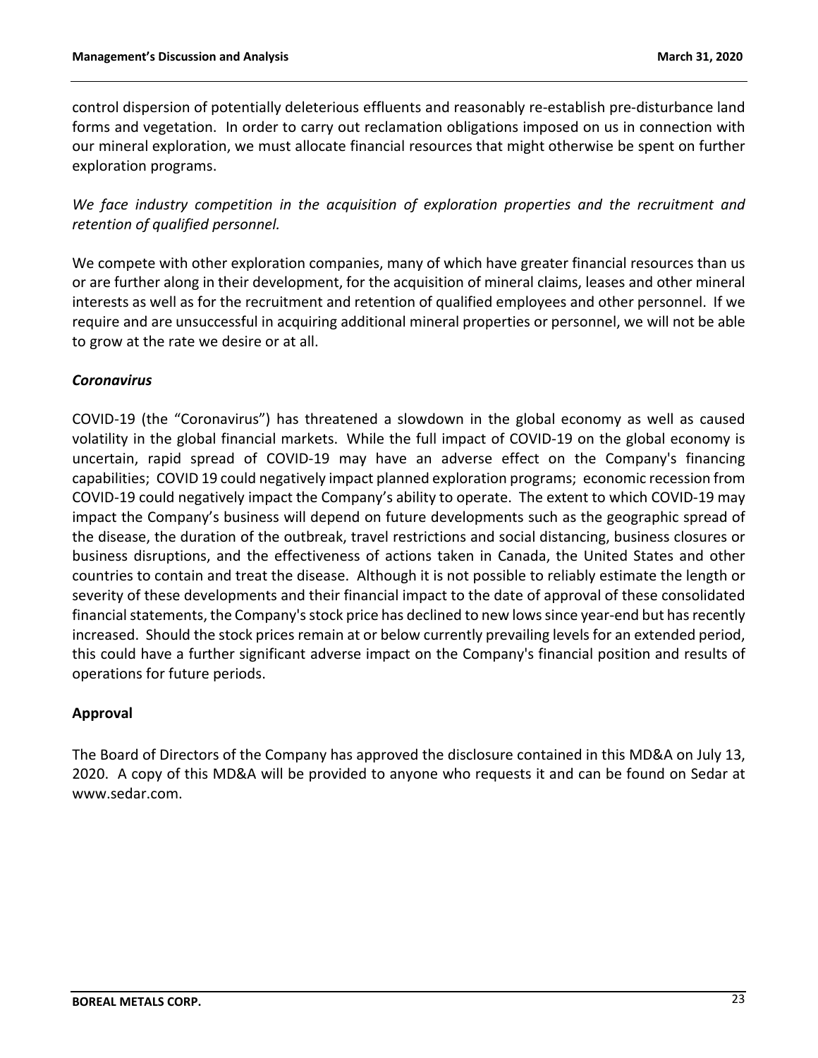control dispersion of potentially deleterious effluents and reasonably re-establish pre-disturbance land forms and vegetation. In order to carry out reclamation obligations imposed on us in connection with our mineral exploration, we must allocate financial resources that might otherwise be spent on further exploration programs.

*We face industry competition in the acquisition of exploration properties and the recruitment and retention of qualified personnel.*

We compete with other exploration companies, many of which have greater financial resources than us or are further along in their development, for the acquisition of mineral claims, leases and other mineral interests as well as for the recruitment and retention of qualified employees and other personnel. If we require and are unsuccessful in acquiring additional mineral properties or personnel, we will not be able to grow at the rate we desire or at all.

***Coronavirus***

COVID-19 (the "Coronavirus") has threatened a slowdown in the global economy as well as caused volatility in the global financial markets. While the full impact of COVID-19 on the global economy is uncertain, rapid spread of COVID-19 may have an adverse effect on the Company's financing capabilities; COVID 19 could negatively impact planned exploration programs; economic recession from COVID-19 could negatively impact the Company's ability to operate. The extent to which COVID-19 may impact the Company's business will depend on future developments such as the geographic spread of the disease, the duration of the outbreak, travel restrictions and social distancing, business closures or business disruptions, and the effectiveness of actions taken in Canada, the United States and other countries to contain and treat the disease. Although it is not possible to reliably estimate the length or severity of these developments and their financial impact to the date of approval of these consolidated financial statements, the Company's stock price has declined to new lows since year-end but has recently increased. Should the stock prices remain at or below currently prevailing levels for an extended period, this could have a further significant adverse impact on the Company's financial position and results of operations for future periods.

**Approval**

The Board of Directors of the Company has approved the disclosure contained in this MD&A on July 13, 2020. A copy of this MD&A will be provided to anyone who requests it and can be found on Sedar at www.sedar.com.